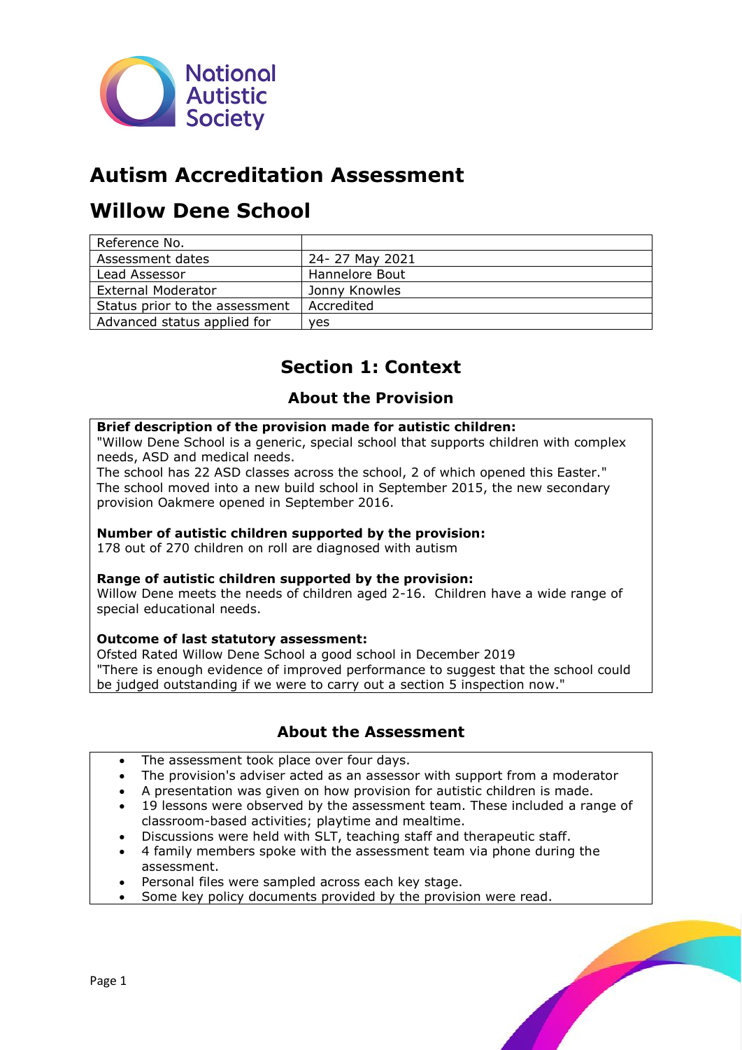National Autistic Society

# Autism Accreditation Assessment

# Willow Dene School

| Reference No. | |
|---|---|
| Assessment dates | 24- 27 May 2021 |
| Lead Assessor | Hannelore Bout |
| External Moderator | Jonny Knowles |
| Status prior to the assessment | Accredited |
| Advanced status applied for | yes |

## Section 1: Context

### About the Provision

**Brief description of the provision made for autistic children:**
"Willow Dene School is a generic, special school that supports children with complex needs, ASD and medical needs.
The school has 22 ASD classes across the school, 2 of which opened this Easter."
The school moved into a new build school in September 2015, the new secondary provision Oakmere opened in September 2016.

**Number of autistic children supported by the provision:**
178 out of 270 children on roll are diagnosed with autism

**Range of autistic children supported by the provision:**
Willow Dene meets the needs of children aged 2-16. Children have a wide range of special educational needs.

**Outcome of last statutory assessment:**
Ofsted Rated Willow Dene School a good school in December 2019
"There is enough evidence of improved performance to suggest that the school could be judged outstanding if we were to carry out a section 5 inspection now."

### About the Assessment

- The assessment took place over four days.
- The provision's adviser acted as an assessor with support from a moderator
- A presentation was given on how provision for autistic children is made.
- 19 lessons were observed by the assessment team. These included a range of classroom-based activities; playtime and mealtime.
- Discussions were held with SLT, teaching staff and therapeutic staff.
- 4 family members spoke with the assessment team via phone during the assessment.
- Personal files were sampled across each key stage.
- Some key policy documents provided by the provision were read.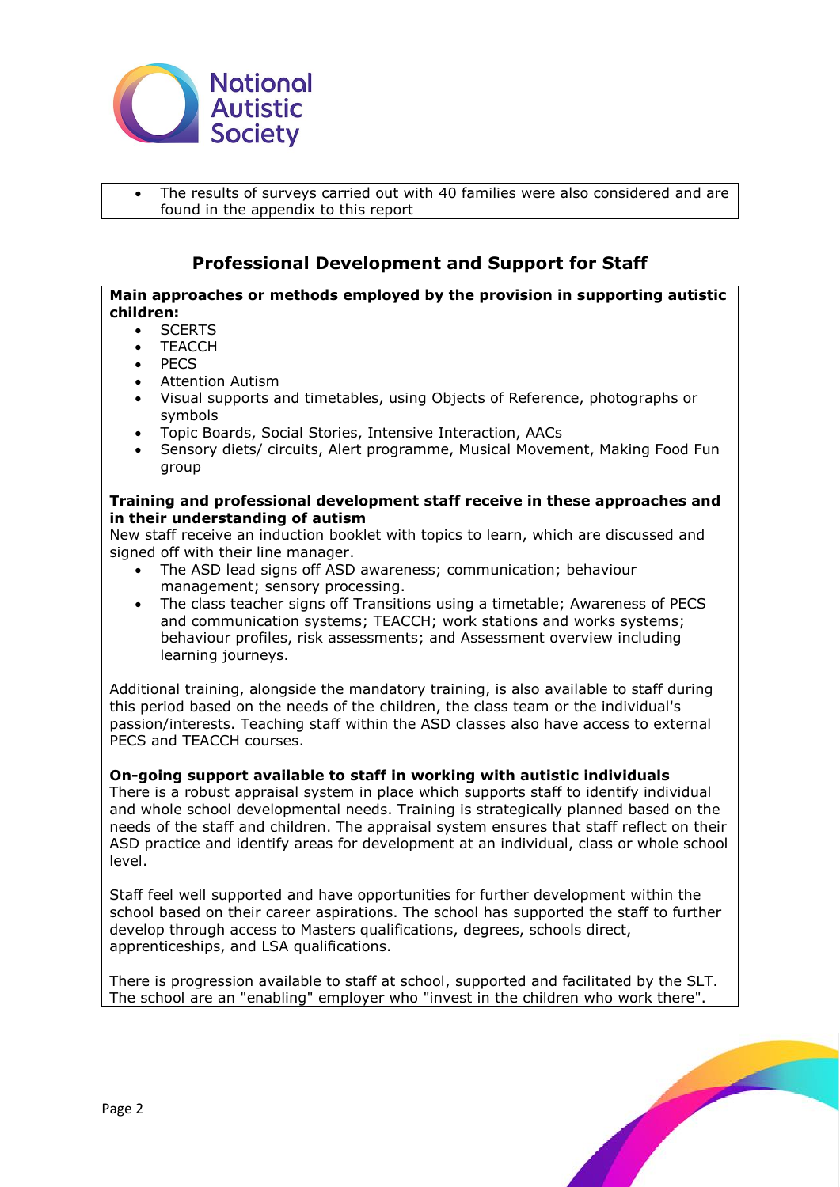- The results of surveys carried out with 40 families were also considered and are found in the appendix to this report

## Professional Development and Support for Staff

**Main approaches or methods employed by the provision in supporting autistic children:**

- SCERTS
- TEACCH
- PECS
- Attention Autism
- Visual supports and timetables, using Objects of Reference, photographs or symbols
- Topic Boards, Social Stories, Intensive Interaction, AACs
- Sensory diets/ circuits, Alert programme, Musical Movement, Making Food Fun group

**Training and professional development staff receive in these approaches and in their understanding of autism**

New staff receive an induction booklet with topics to learn, which are discussed and signed off with their line manager.

- The ASD lead signs off ASD awareness; communication; behaviour management; sensory processing.
- The class teacher signs off Transitions using a timetable; Awareness of PECS and communication systems; TEACCH; work stations and works systems; behaviour profiles, risk assessments; and Assessment overview including learning journeys.

Additional training, alongside the mandatory training, is also available to staff during this period based on the needs of the children, the class team or the individual's passion/interests. Teaching staff within the ASD classes also have access to external PECS and TEACCH courses.

**On-going support available to staff in working with autistic individuals**

There is a robust appraisal system in place which supports staff to identify individual and whole school developmental needs. Training is strategically planned based on the needs of the staff and children. The appraisal system ensures that staff reflect on their ASD practice and identify areas for development at an individual, class or whole school level.

Staff feel well supported and have opportunities for further development within the school based on their career aspirations. The school has supported the staff to further develop through access to Masters qualifications, degrees, schools direct, apprenticeships, and LSA qualifications.

There is progression available to staff at school, supported and facilitated by the SLT. The school are an "enabling" employer who "invest in the children who work there".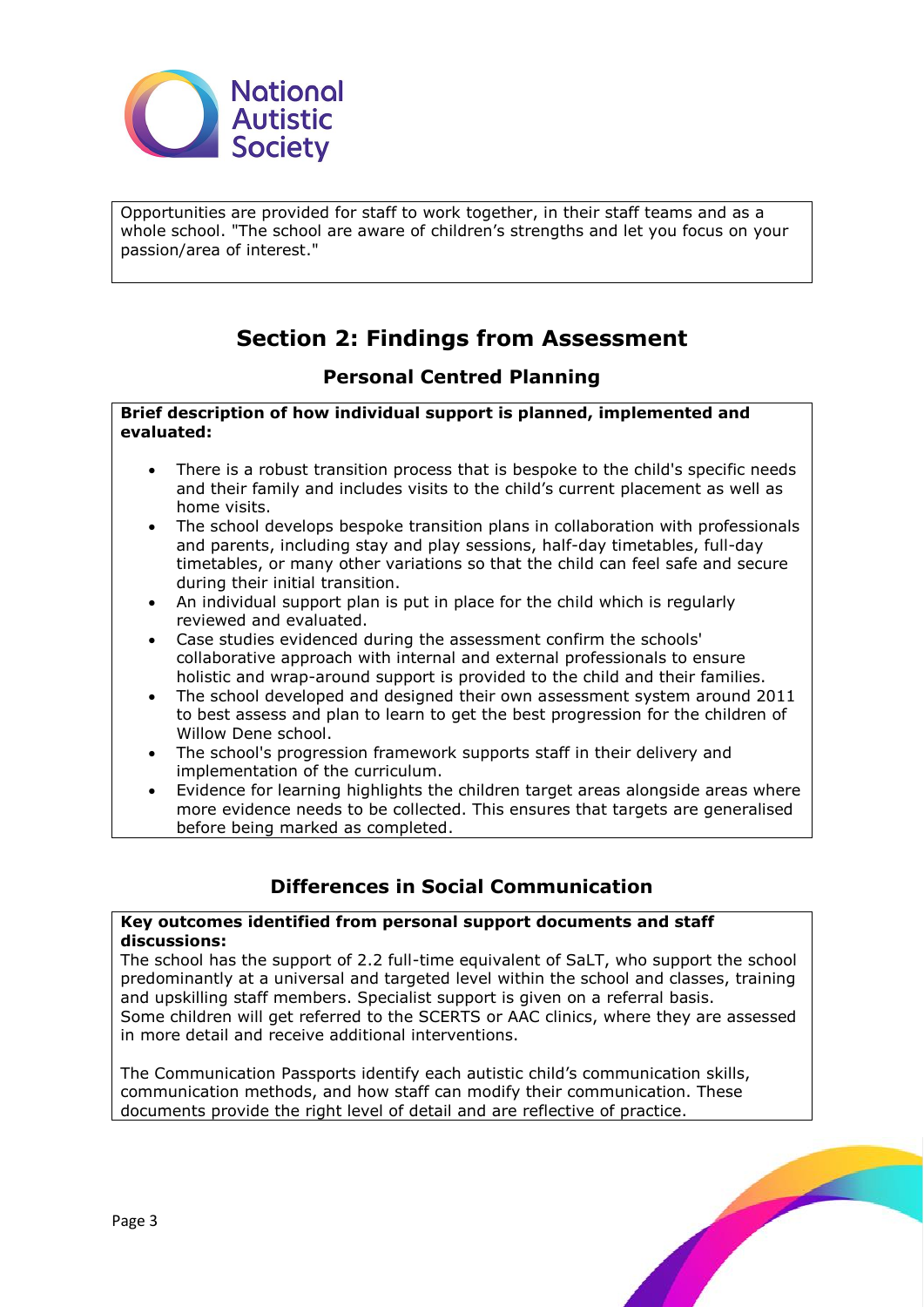Opportunities are provided for staff to work together, in their staff teams and as a whole school. "The school are aware of children's strengths and let you focus on your passion/area of interest."

# Section 2: Findings from Assessment

## Personal Centred Planning

**Brief description of how individual support is planned, implemented and evaluated:**

- There is a robust transition process that is bespoke to the child's specific needs and their family and includes visits to the child's current placement as well as home visits.
- The school develops bespoke transition plans in collaboration with professionals and parents, including stay and play sessions, half-day timetables, full-day timetables, or many other variations so that the child can feel safe and secure during their initial transition.
- An individual support plan is put in place for the child which is regularly reviewed and evaluated.
- Case studies evidenced during the assessment confirm the schools' collaborative approach with internal and external professionals to ensure holistic and wrap-around support is provided to the child and their families.
- The school developed and designed their own assessment system around 2011 to best assess and plan to learn to get the best progression for the children of Willow Dene school.
- The school's progression framework supports staff in their delivery and implementation of the curriculum.
- Evidence for learning highlights the children target areas alongside areas where more evidence needs to be collected. This ensures that targets are generalised before being marked as completed.

## Differences in Social Communication

**Key outcomes identified from personal support documents and staff discussions:**

The school has the support of 2.2 full-time equivalent of SaLT, who support the school predominantly at a universal and targeted level within the school and classes, training and upskilling staff members. Specialist support is given on a referral basis. Some children will get referred to the SCERTS or AAC clinics, where they are assessed in more detail and receive additional interventions.

The Communication Passports identify each autistic child's communication skills, communication methods, and how staff can modify their communication. These documents provide the right level of detail and are reflective of practice.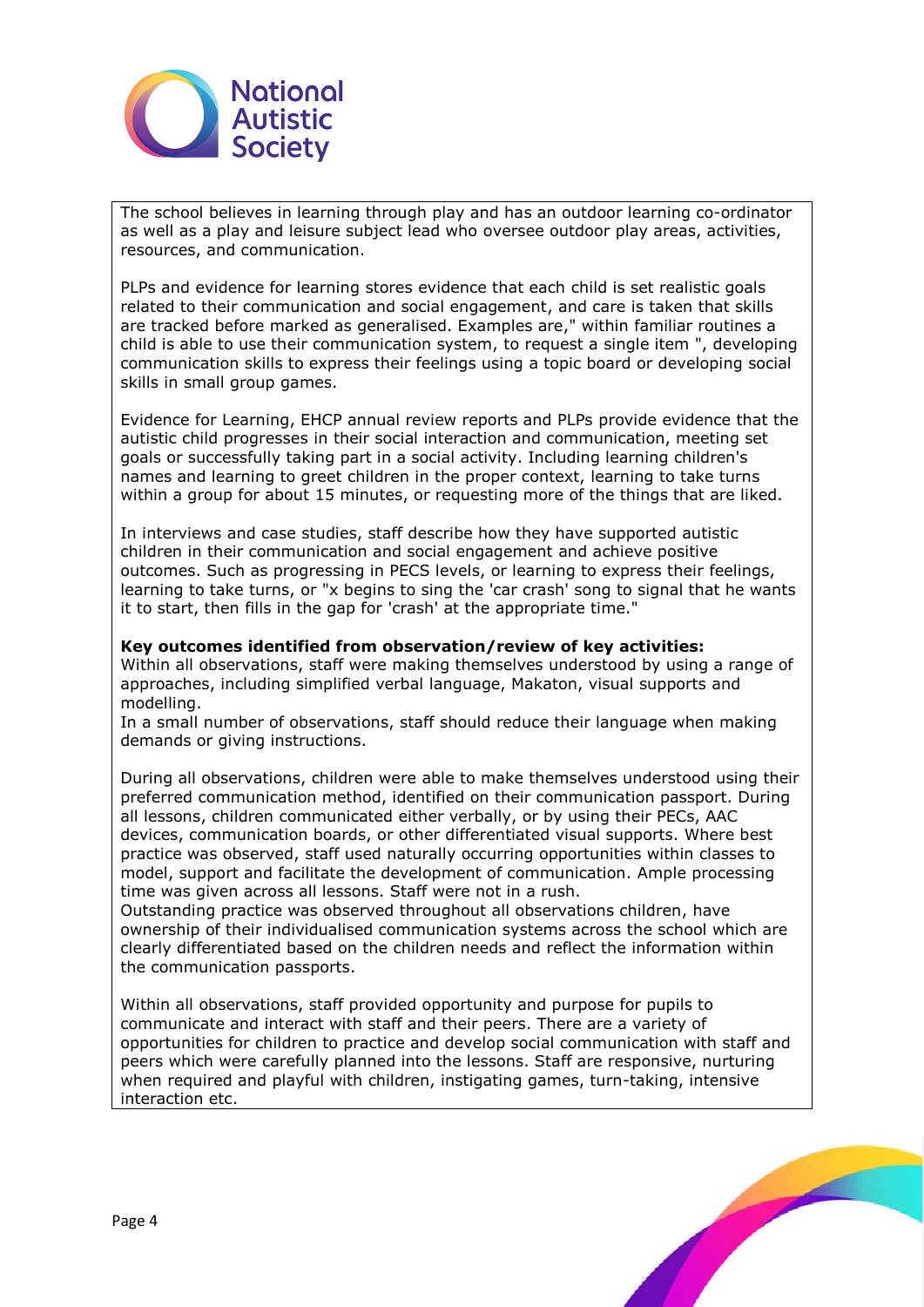The school believes in learning through play and has an outdoor learning co-ordinator as well as a play and leisure subject lead who oversee outdoor play areas, activities, resources, and communication.

PLPs and evidence for learning stores evidence that each child is set realistic goals related to their communication and social engagement, and care is taken that skills are tracked before marked as generalised. Examples are," within familiar routines a child is able to use their communication system, to request a single item ", developing communication skills to express their feelings using a topic board or developing social skills in small group games.

Evidence for Learning, EHCP annual review reports and PLPs provide evidence that the autistic child progresses in their social interaction and communication, meeting set goals or successfully taking part in a social activity. Including learning children's names and learning to greet children in the proper context, learning to take turns within a group for about 15 minutes, or requesting more of the things that are liked.

In interviews and case studies, staff describe how they have supported autistic children in their communication and social engagement and achieve positive outcomes. Such as progressing in PECS levels, or learning to express their feelings, learning to take turns, or "x begins to sing the 'car crash' song to signal that he wants it to start, then fills in the gap for 'crash' at the appropriate time."

**Key outcomes identified from observation/review of key activities:**
Within all observations, staff were making themselves understood by using a range of approaches, including simplified verbal language, Makaton, visual supports and modelling.
In a small number of observations, staff should reduce their language when making demands or giving instructions.

During all observations, children were able to make themselves understood using their preferred communication method, identified on their communication passport. During all lessons, children communicated either verbally, or by using their PECs, AAC devices, communication boards, or other differentiated visual supports. Where best practice was observed, staff used naturally occurring opportunities within classes to model, support and facilitate the development of communication. Ample processing time was given across all lessons. Staff were not in a rush.
Outstanding practice was observed throughout all observations children, have ownership of their individualised communication systems across the school which are clearly differentiated based on the children needs and reflect the information within the communication passports.

Within all observations, staff provided opportunity and purpose for pupils to communicate and interact with staff and their peers. There are a variety of opportunities for children to practice and develop social communication with staff and peers which were carefully planned into the lessons. Staff are responsive, nurturing when required and playful with children, instigating games, turn-taking, intensive interaction etc.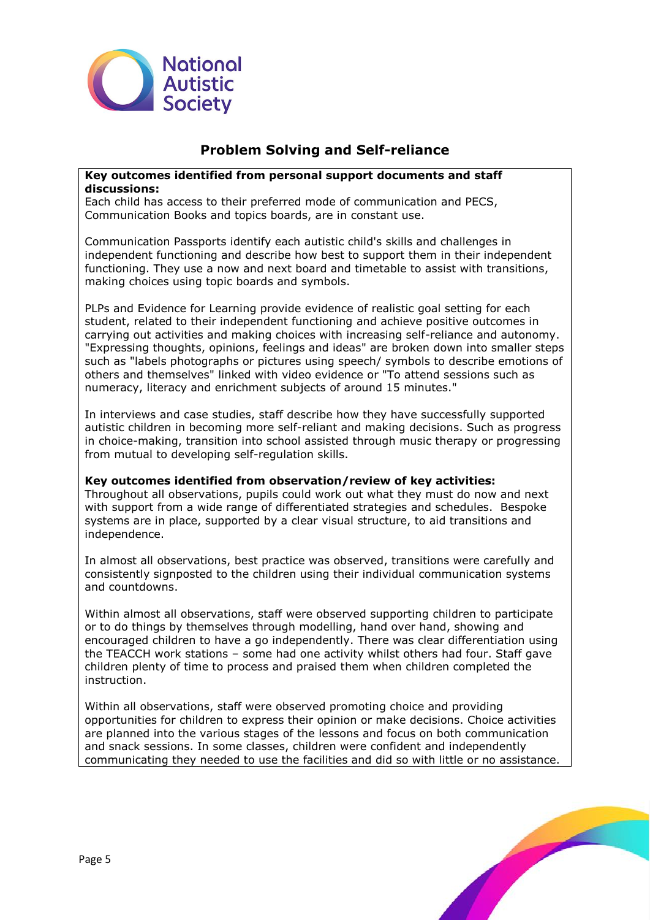## Problem Solving and Self-reliance

**Key outcomes identified from personal support documents and staff discussions:**
Each child has access to their preferred mode of communication and PECS, Communication Books and topics boards, are in constant use.

Communication Passports identify each autistic child's skills and challenges in independent functioning and describe how best to support them in their independent functioning. They use a now and next board and timetable to assist with transitions, making choices using topic boards and symbols.

PLPs and Evidence for Learning provide evidence of realistic goal setting for each student, related to their independent functioning and achieve positive outcomes in carrying out activities and making choices with increasing self-reliance and autonomy. "Expressing thoughts, opinions, feelings and ideas" are broken down into smaller steps such as "labels photographs or pictures using speech/ symbols to describe emotions of others and themselves" linked with video evidence or "To attend sessions such as numeracy, literacy and enrichment subjects of around 15 minutes."

In interviews and case studies, staff describe how they have successfully supported autistic children in becoming more self-reliant and making decisions. Such as progress in choice-making, transition into school assisted through music therapy or progressing from mutual to developing self-regulation skills.

**Key outcomes identified from observation/review of key activities:**
Throughout all observations, pupils could work out what they must do now and next with support from a wide range of differentiated strategies and schedules. Bespoke systems are in place, supported by a clear visual structure, to aid transitions and independence.

In almost all observations, best practice was observed, transitions were carefully and consistently signposted to the children using their individual communication systems and countdowns.

Within almost all observations, staff were observed supporting children to participate or to do things by themselves through modelling, hand over hand, showing and encouraged children to have a go independently. There was clear differentiation using the TEACCH work stations – some had one activity whilst others had four. Staff gave children plenty of time to process and praised them when children completed the instruction.

Within all observations, staff were observed promoting choice and providing opportunities for children to express their opinion or make decisions. Choice activities are planned into the various stages of the lessons and focus on both communication and snack sessions. In some classes, children were confident and independently communicating they needed to use the facilities and did so with little or no assistance.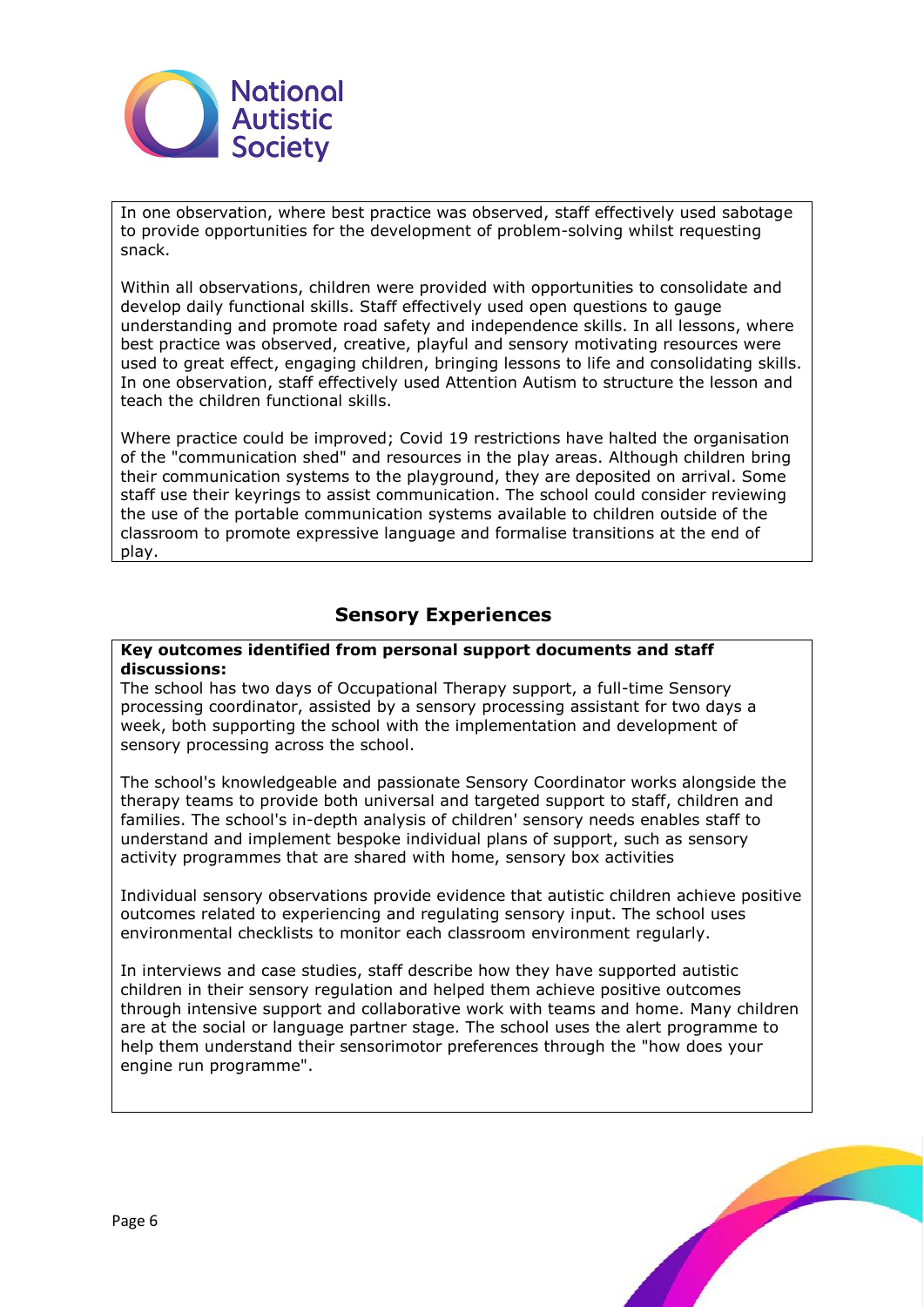In one observation, where best practice was observed, staff effectively used sabotage to provide opportunities for the development of problem-solving whilst requesting snack.

Within all observations, children were provided with opportunities to consolidate and develop daily functional skills. Staff effectively used open questions to gauge understanding and promote road safety and independence skills. In all lessons, where best practice was observed, creative, playful and sensory motivating resources were used to great effect, engaging children, bringing lessons to life and consolidating skills. In one observation, staff effectively used Attention Autism to structure the lesson and teach the children functional skills.

Where practice could be improved; Covid 19 restrictions have halted the organisation of the "communication shed" and resources in the play areas. Although children bring their communication systems to the playground, they are deposited on arrival. Some staff use their keyrings to assist communication. The school could consider reviewing the use of the portable communication systems available to children outside of the classroom to promote expressive language and formalise transitions at the end of play.

## Sensory Experiences

**Key outcomes identified from personal support documents and staff discussions:**
The school has two days of Occupational Therapy support, a full-time Sensory processing coordinator, assisted by a sensory processing assistant for two days a week, both supporting the school with the implementation and development of sensory processing across the school.

The school's knowledgeable and passionate Sensory Coordinator works alongside the therapy teams to provide both universal and targeted support to staff, children and families. The school's in-depth analysis of children' sensory needs enables staff to understand and implement bespoke individual plans of support, such as sensory activity programmes that are shared with home, sensory box activities

Individual sensory observations provide evidence that autistic children achieve positive outcomes related to experiencing and regulating sensory input. The school uses environmental checklists to monitor each classroom environment regularly.

In interviews and case studies, staff describe how they have supported autistic children in their sensory regulation and helped them achieve positive outcomes through intensive support and collaborative work with teams and home. Many children are at the social or language partner stage. The school uses the alert programme to help them understand their sensorimotor preferences through the "how does your engine run programme".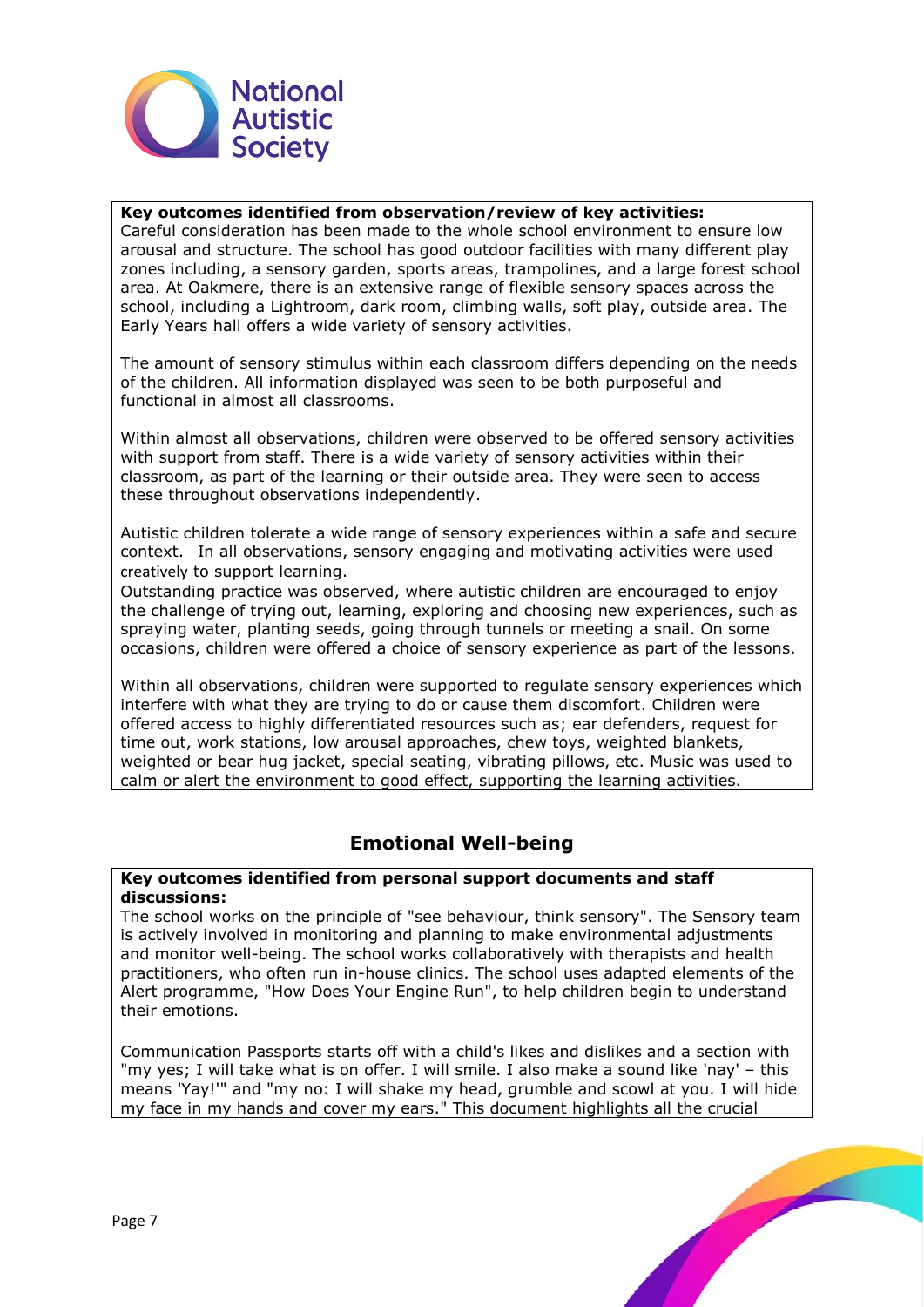**Key outcomes identified from observation/review of key activities:**
Careful consideration has been made to the whole school environment to ensure low arousal and structure. The school has good outdoor facilities with many different play zones including, a sensory garden, sports areas, trampolines, and a large forest school area. At Oakmere, there is an extensive range of flexible sensory spaces across the school, including a Lightroom, dark room, climbing walls, soft play, outside area. The Early Years hall offers a wide variety of sensory activities.

The amount of sensory stimulus within each classroom differs depending on the needs of the children. All information displayed was seen to be both purposeful and functional in almost all classrooms.

Within almost all observations, children were observed to be offered sensory activities with support from staff. There is a wide variety of sensory activities within their classroom, as part of the learning or their outside area. They were seen to access these throughout observations independently.

Autistic children tolerate a wide range of sensory experiences within a safe and secure context. In all observations, sensory engaging and motivating activities were used creatively to support learning.
Outstanding practice was observed, where autistic children are encouraged to enjoy the challenge of trying out, learning, exploring and choosing new experiences, such as spraying water, planting seeds, going through tunnels or meeting a snail. On some occasions, children were offered a choice of sensory experience as part of the lessons.

Within all observations, children were supported to regulate sensory experiences which interfere with what they are trying to do or cause them discomfort. Children were offered access to highly differentiated resources such as; ear defenders, request for time out, work stations, low arousal approaches, chew toys, weighted blankets, weighted or bear hug jacket, special seating, vibrating pillows, etc. Music was used to calm or alert the environment to good effect, supporting the learning activities.

## Emotional Well-being

**Key outcomes identified from personal support documents and staff discussions:**
The school works on the principle of "see behaviour, think sensory". The Sensory team is actively involved in monitoring and planning to make environmental adjustments and monitor well-being. The school works collaboratively with therapists and health practitioners, who often run in-house clinics. The school uses adapted elements of the Alert programme, "How Does Your Engine Run", to help children begin to understand their emotions.

Communication Passports starts off with a child's likes and dislikes and a section with "my yes; I will take what is on offer. I will smile. I also make a sound like 'nay' – this means 'Yay!'" and "my no: I will shake my head, grumble and scowl at you. I will hide my face in my hands and cover my ears." This document highlights all the crucial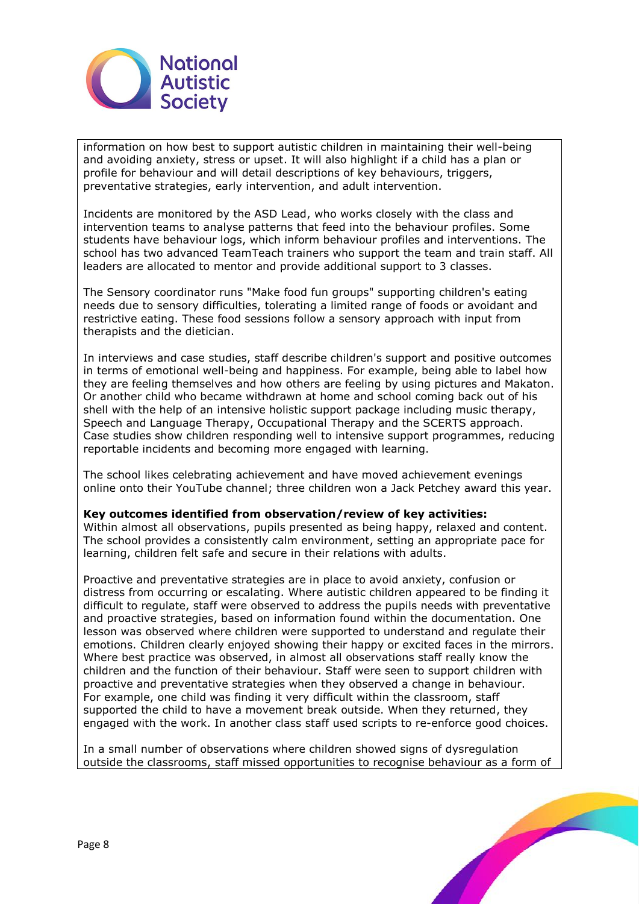information on how best to support autistic children in maintaining their well-being and avoiding anxiety, stress or upset. It will also highlight if a child has a plan or profile for behaviour and will detail descriptions of key behaviours, triggers, preventative strategies, early intervention, and adult intervention.

Incidents are monitored by the ASD Lead, who works closely with the class and intervention teams to analyse patterns that feed into the behaviour profiles. Some students have behaviour logs, which inform behaviour profiles and interventions. The school has two advanced TeamTeach trainers who support the team and train staff. All leaders are allocated to mentor and provide additional support to 3 classes.

The Sensory coordinator runs "Make food fun groups" supporting children's eating needs due to sensory difficulties, tolerating a limited range of foods or avoidant and restrictive eating. These food sessions follow a sensory approach with input from therapists and the dietician.

In interviews and case studies, staff describe children's support and positive outcomes in terms of emotional well-being and happiness. For example, being able to label how they are feeling themselves and how others are feeling by using pictures and Makaton. Or another child who became withdrawn at home and school coming back out of his shell with the help of an intensive holistic support package including music therapy, Speech and Language Therapy, Occupational Therapy and the SCERTS approach. Case studies show children responding well to intensive support programmes, reducing reportable incidents and becoming more engaged with learning.

The school likes celebrating achievement and have moved achievement evenings online onto their YouTube channel; three children won a Jack Petchey award this year.

**Key outcomes identified from observation/review of key activities:**
Within almost all observations, pupils presented as being happy, relaxed and content. The school provides a consistently calm environment, setting an appropriate pace for learning, children felt safe and secure in their relations with adults.

Proactive and preventative strategies are in place to avoid anxiety, confusion or distress from occurring or escalating. Where autistic children appeared to be finding it difficult to regulate, staff were observed to address the pupils needs with preventative and proactive strategies, based on information found within the documentation. One lesson was observed where children were supported to understand and regulate their emotions. Children clearly enjoyed showing their happy or excited faces in the mirrors. Where best practice was observed, in almost all observations staff really know the children and the function of their behaviour. Staff were seen to support children with proactive and preventative strategies when they observed a change in behaviour. For example, one child was finding it very difficult within the classroom, staff supported the child to have a movement break outside. When they returned, they engaged with the work. In another class staff used scripts to re-enforce good choices.

In a small number of observations where children showed signs of dysregulation outside the classrooms, staff missed opportunities to recognise behaviour as a form of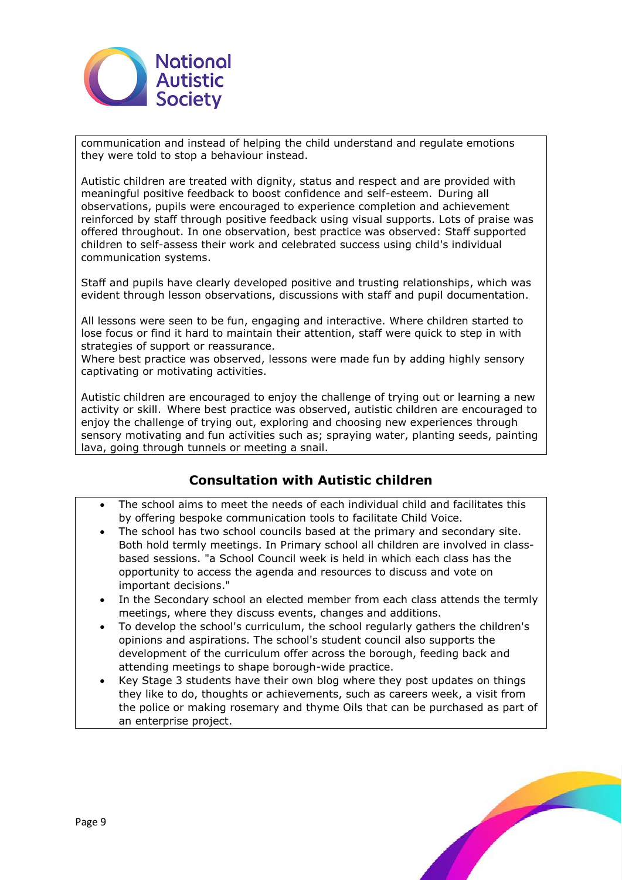communication and instead of helping the child understand and regulate emotions they were told to stop a behaviour instead.

Autistic children are treated with dignity, status and respect and are provided with meaningful positive feedback to boost confidence and self-esteem. During all observations, pupils were encouraged to experience completion and achievement reinforced by staff through positive feedback using visual supports. Lots of praise was offered throughout. In one observation, best practice was observed: Staff supported children to self-assess their work and celebrated success using child's individual communication systems.

Staff and pupils have clearly developed positive and trusting relationships, which was evident through lesson observations, discussions with staff and pupil documentation.

All lessons were seen to be fun, engaging and interactive. Where children started to lose focus or find it hard to maintain their attention, staff were quick to step in with strategies of support or reassurance.
Where best practice was observed, lessons were made fun by adding highly sensory captivating or motivating activities.

Autistic children are encouraged to enjoy the challenge of trying out or learning a new activity or skill. Where best practice was observed, autistic children are encouraged to enjoy the challenge of trying out, exploring and choosing new experiences through sensory motivating and fun activities such as; spraying water, planting seeds, painting lava, going through tunnels or meeting a snail.

## Consultation with Autistic children

- The school aims to meet the needs of each individual child and facilitates this by offering bespoke communication tools to facilitate Child Voice.
- The school has two school councils based at the primary and secondary site. Both hold termly meetings. In Primary school all children are involved in class-based sessions. "a School Council week is held in which each class has the opportunity to access the agenda and resources to discuss and vote on important decisions."
- In the Secondary school an elected member from each class attends the termly meetings, where they discuss events, changes and additions.
- To develop the school's curriculum, the school regularly gathers the children's opinions and aspirations. The school's student council also supports the development of the curriculum offer across the borough, feeding back and attending meetings to shape borough-wide practice.
- Key Stage 3 students have their own blog where they post updates on things they like to do, thoughts or achievements, such as careers week, a visit from the police or making rosemary and thyme Oils that can be purchased as part of an enterprise project.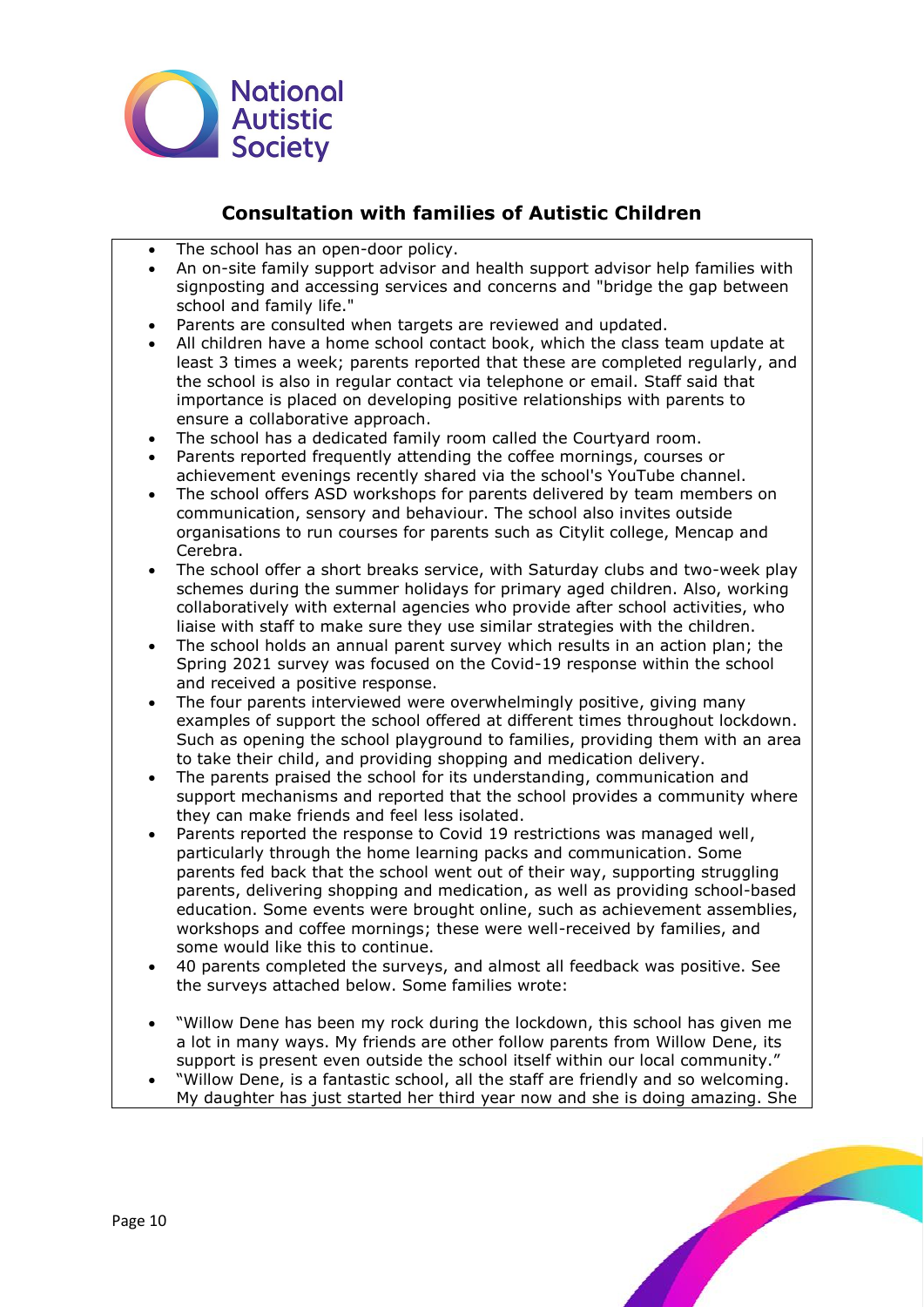## Consultation with families of Autistic Children

- The school has an open-door policy.
- An on-site family support advisor and health support advisor help families with signposting and accessing services and concerns and "bridge the gap between school and family life."
- Parents are consulted when targets are reviewed and updated.
- All children have a home school contact book, which the class team update at least 3 times a week; parents reported that these are completed regularly, and the school is also in regular contact via telephone or email. Staff said that importance is placed on developing positive relationships with parents to ensure a collaborative approach.
- The school has a dedicated family room called the Courtyard room.
- Parents reported frequently attending the coffee mornings, courses or achievement evenings recently shared via the school's YouTube channel.
- The school offers ASD workshops for parents delivered by team members on communication, sensory and behaviour. The school also invites outside organisations to run courses for parents such as Citylit college, Mencap and Cerebra.
- The school offer a short breaks service, with Saturday clubs and two-week play schemes during the summer holidays for primary aged children. Also, working collaboratively with external agencies who provide after school activities, who liaise with staff to make sure they use similar strategies with the children.
- The school holds an annual parent survey which results in an action plan; the Spring 2021 survey was focused on the Covid-19 response within the school and received a positive response.
- The four parents interviewed were overwhelmingly positive, giving many examples of support the school offered at different times throughout lockdown. Such as opening the school playground to families, providing them with an area to take their child, and providing shopping and medication delivery.
- The parents praised the school for its understanding, communication and support mechanisms and reported that the school provides a community where they can make friends and feel less isolated.
- Parents reported the response to Covid 19 restrictions was managed well, particularly through the home learning packs and communication. Some parents fed back that the school went out of their way, supporting struggling parents, delivering shopping and medication, as well as providing school-based education. Some events were brought online, such as achievement assemblies, workshops and coffee mornings; these were well-received by families, and some would like this to continue.
- 40 parents completed the surveys, and almost all feedback was positive. See the surveys attached below. Some families wrote:

- "Willow Dene has been my rock during the lockdown, this school has given me a lot in many ways. My friends are other follow parents from Willow Dene, its support is present even outside the school itself within our local community."
- "Willow Dene, is a fantastic school, all the staff are friendly and so welcoming. My daughter has just started her third year now and she is doing amazing. She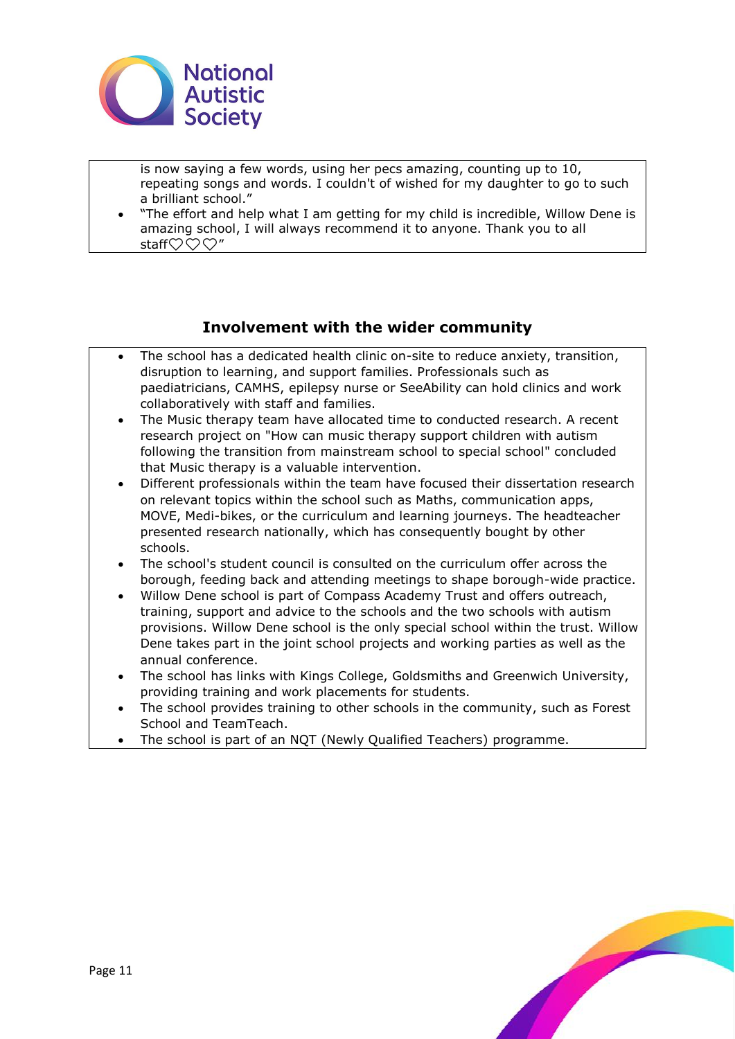is now saying a few words, using her pecs amazing, counting up to 10, repeating songs and words. I couldn't of wished for my daughter to go to such a brilliant school."

- "The effort and help what I am getting for my child is incredible, Willow Dene is amazing school, I will always recommend it to anyone. Thank you to all staff♡♡♡"

## Involvement with the wider community

- The school has a dedicated health clinic on-site to reduce anxiety, transition, disruption to learning, and support families. Professionals such as paediatricians, CAMHS, epilepsy nurse or SeeAbility can hold clinics and work collaboratively with staff and families.
- The Music therapy team have allocated time to conducted research. A recent research project on "How can music therapy support children with autism following the transition from mainstream school to special school" concluded that Music therapy is a valuable intervention.
- Different professionals within the team have focused their dissertation research on relevant topics within the school such as Maths, communication apps, MOVE, Medi-bikes, or the curriculum and learning journeys. The headteacher presented research nationally, which has consequently bought by other schools.
- The school's student council is consulted on the curriculum offer across the borough, feeding back and attending meetings to shape borough-wide practice.
- Willow Dene school is part of Compass Academy Trust and offers outreach, training, support and advice to the schools and the two schools with autism provisions. Willow Dene school is the only special school within the trust. Willow Dene takes part in the joint school projects and working parties as well as the annual conference.
- The school has links with Kings College, Goldsmiths and Greenwich University, providing training and work placements for students.
- The school provides training to other schools in the community, such as Forest School and TeamTeach.
- The school is part of an NQT (Newly Qualified Teachers) programme.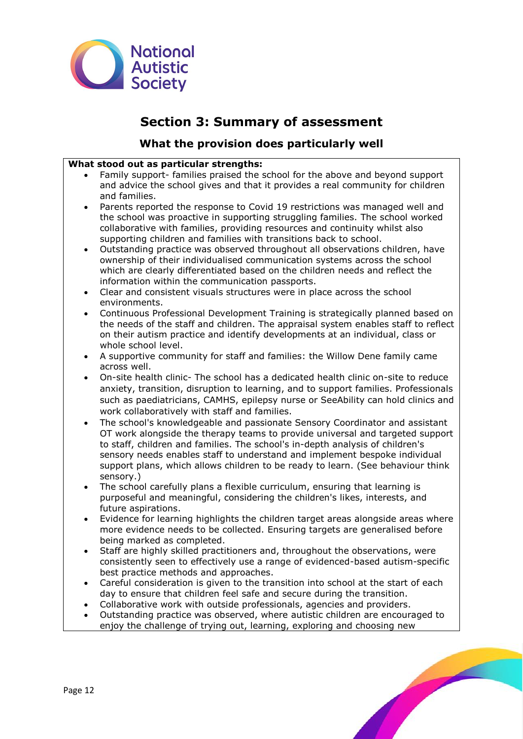## Section 3: Summary of assessment

### What the provision does particularly well

**What stood out as particular strengths:**

- Family support- families praised the school for the above and beyond support and advice the school gives and that it provides a real community for children and families.
- Parents reported the response to Covid 19 restrictions was managed well and the school was proactive in supporting struggling families. The school worked collaborative with families, providing resources and continuity whilst also supporting children and families with transitions back to school.
- Outstanding practice was observed throughout all observations children, have ownership of their individualised communication systems across the school which are clearly differentiated based on the children needs and reflect the information within the communication passports.
- Clear and consistent visuals structures were in place across the school environments.
- Continuous Professional Development Training is strategically planned based on the needs of the staff and children. The appraisal system enables staff to reflect on their autism practice and identify developments at an individual, class or whole school level.
- A supportive community for staff and families: the Willow Dene family came across well.
- On-site health clinic- The school has a dedicated health clinic on-site to reduce anxiety, transition, disruption to learning, and to support families. Professionals such as paediatricians, CAMHS, epilepsy nurse or SeeAbility can hold clinics and work collaboratively with staff and families.
- The school's knowledgeable and passionate Sensory Coordinator and assistant OT work alongside the therapy teams to provide universal and targeted support to staff, children and families. The school's in-depth analysis of children's sensory needs enables staff to understand and implement bespoke individual support plans, which allows children to be ready to learn. (See behaviour think sensory.)
- The school carefully plans a flexible curriculum, ensuring that learning is purposeful and meaningful, considering the children's likes, interests, and future aspirations.
- Evidence for learning highlights the children target areas alongside areas where more evidence needs to be collected. Ensuring targets are generalised before being marked as completed.
- Staff are highly skilled practitioners and, throughout the observations, were consistently seen to effectively use a range of evidenced-based autism-specific best practice methods and approaches.
- Careful consideration is given to the transition into school at the start of each day to ensure that children feel safe and secure during the transition.
- Collaborative work with outside professionals, agencies and providers.
- Outstanding practice was observed, where autistic children are encouraged to enjoy the challenge of trying out, learning, exploring and choosing new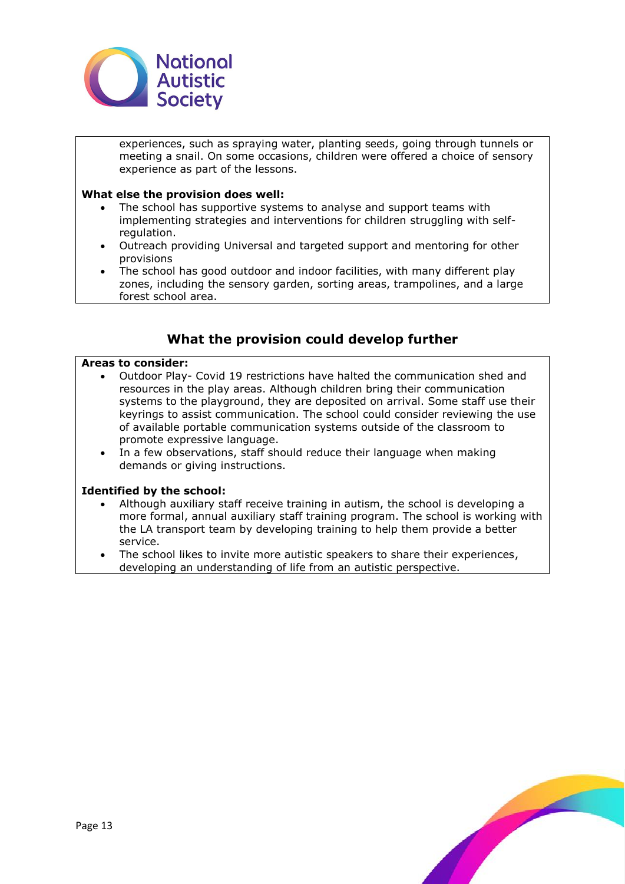experiences, such as spraying water, planting seeds, going through tunnels or meeting a snail. On some occasions, children were offered a choice of sensory experience as part of the lessons.

**What else the provision does well:**

- The school has supportive systems to analyse and support teams with implementing strategies and interventions for children struggling with self-regulation.
- Outreach providing Universal and targeted support and mentoring for other provisions
- The school has good outdoor and indoor facilities, with many different play zones, including the sensory garden, sorting areas, trampolines, and a large forest school area.

## What the provision could develop further

**Areas to consider:**

- Outdoor Play- Covid 19 restrictions have halted the communication shed and resources in the play areas. Although children bring their communication systems to the playground, they are deposited on arrival. Some staff use their keyrings to assist communication. The school could consider reviewing the use of available portable communication systems outside of the classroom to promote expressive language.
- In a few observations, staff should reduce their language when making demands or giving instructions.

**Identified by the school:**

- Although auxiliary staff receive training in autism, the school is developing a more formal, annual auxiliary staff training program. The school is working with the LA transport team by developing training to help them provide a better service.
- The school likes to invite more autistic speakers to share their experiences, developing an understanding of life from an autistic perspective.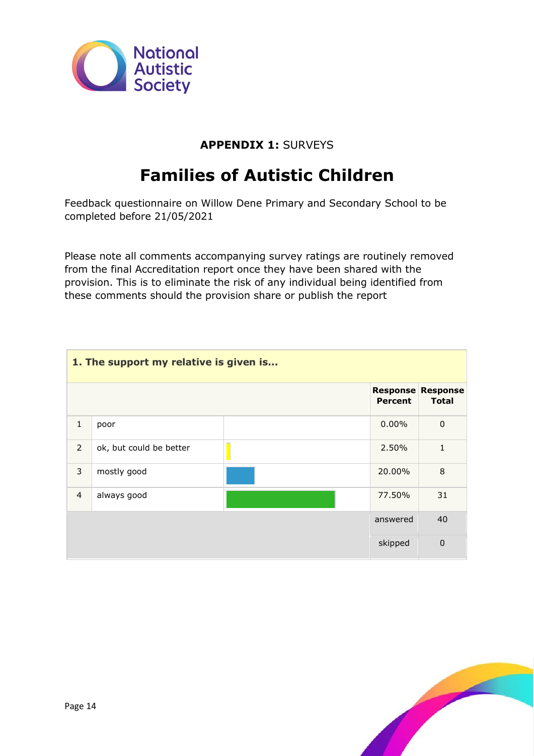**APPENDIX 1:** SURVEYS

# Families of Autistic Children

Feedback questionnaire on Willow Dene Primary and Secondary School to be completed before 21/05/2021

Please note all comments accompanying survey ratings are routinely removed from the final Accreditation report once they have been shared with the provision. This is to eliminate the risk of any individual being identified from these comments should the provision share or publish the report

**1. The support my relative is given is...**

| | | | Response Percent | Response Total |
|---|---|---|---|---|
| 1 | poor | | 0.00% | 0 |
| 2 | ok, but could be better | | 2.50% | 1 |
| 3 | mostly good | | 20.00% | 8 |
| 4 | always good | | 77.50% | 31 |
| | | | answered | 40 |
| | | | skipped | 0 |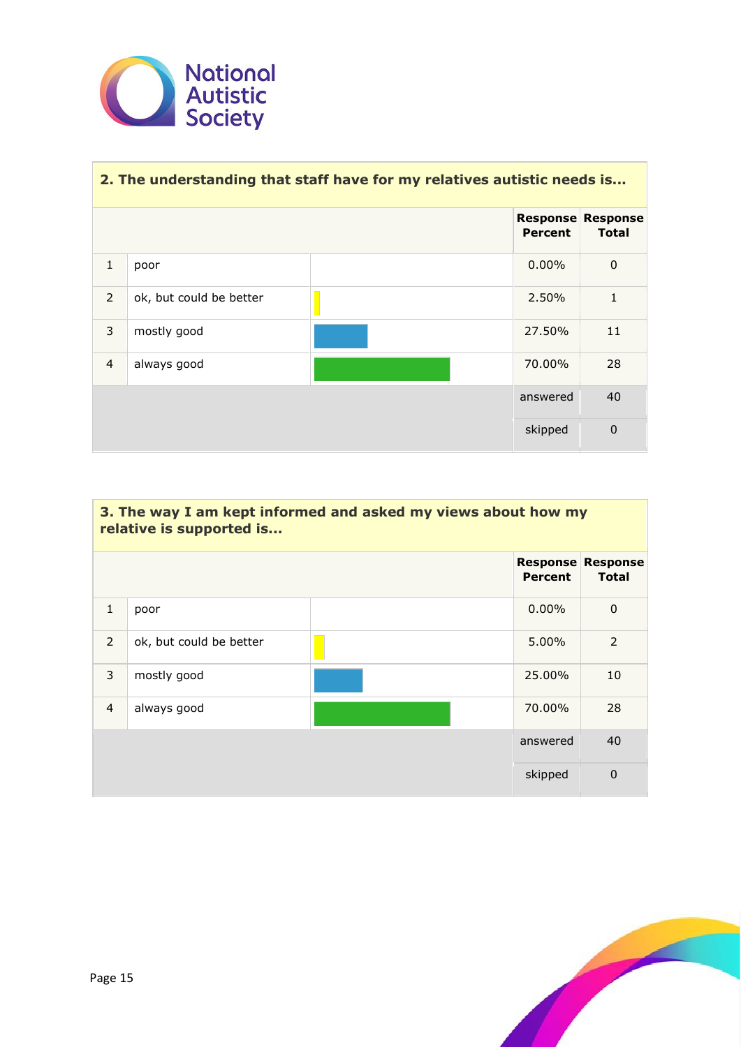### 2. The understanding that staff have for my relatives autistic needs is...

| | | Response Percent | Response Total |
|---|---|---|---|
| 1 | poor | 0.00% | 0 |
| 2 | ok, but could be better | 2.50% | 1 |
| 3 | mostly good | 27.50% | 11 |
| 4 | always good | 70.00% | 28 |
| | | answered | 40 |
| | | skipped | 0 |

### 3. The way I am kept informed and asked my views about how my relative is supported is...

| | | Response Percent | Response Total |
|---|---|---|---|
| 1 | poor | 0.00% | 0 |
| 2 | ok, but could be better | 5.00% | 2 |
| 3 | mostly good | 25.00% | 10 |
| 4 | always good | 70.00% | 28 |
| | | answered | 40 |
| | | skipped | 0 |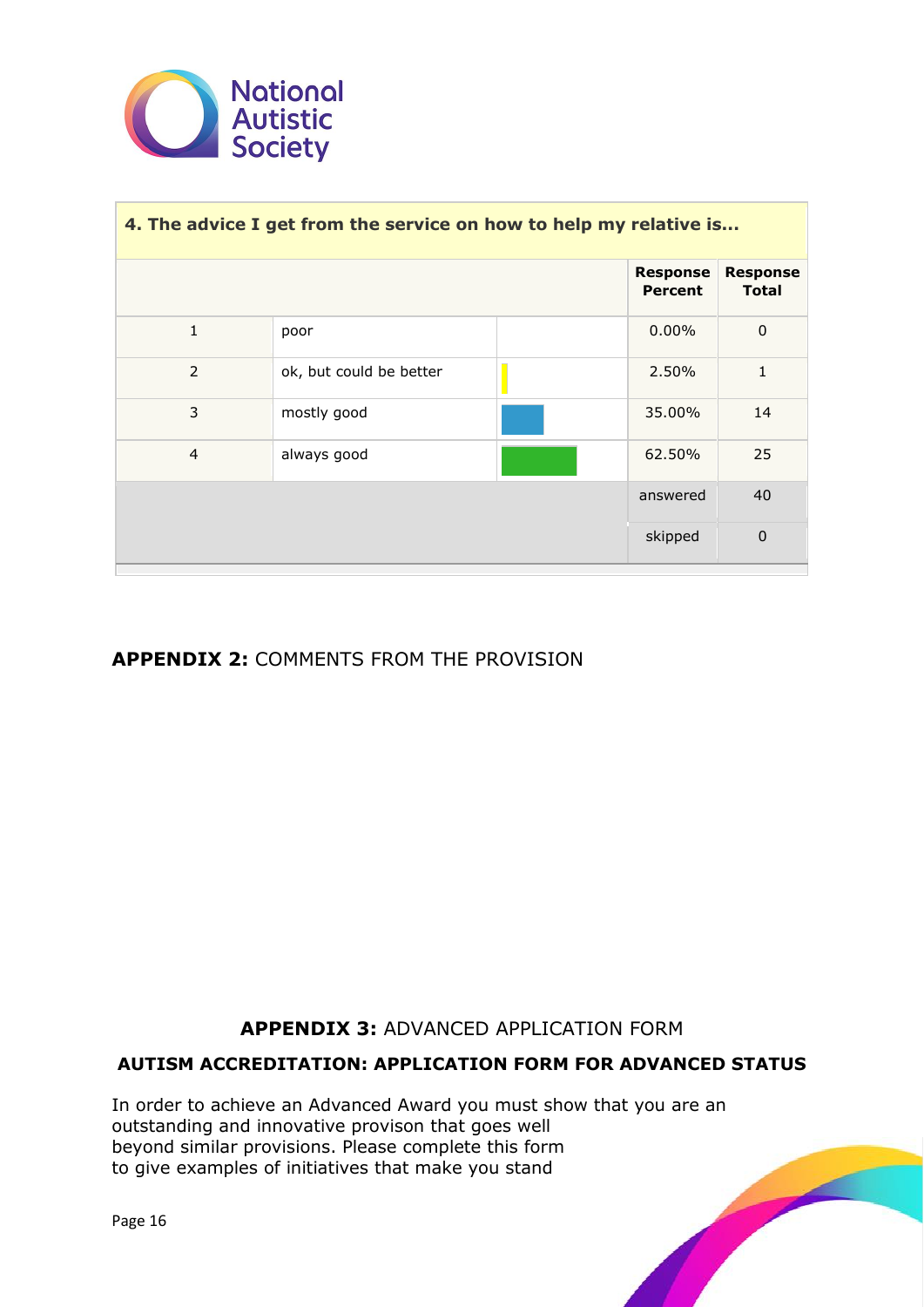| 4. The advice I get from the service on how to help my relative is... | | | Response Percent | Response Total |
|---|---|---|---|---|
| 1 | poor | | 0.00% | 0 |
| 2 | ok, but could be better | | 2.50% | 1 |
| 3 | mostly good | | 35.00% | 14 |
| 4 | always good | | 62.50% | 25 |
| | | | answered | 40 |
| | | | skipped | 0 |

## **APPENDIX 2:** COMMENTS FROM THE PROVISION

## **APPENDIX 3:** ADVANCED APPLICATION FORM

### AUTISM ACCREDITATION: APPLICATION FORM FOR ADVANCED STATUS

In order to achieve an Advanced Award you must show that you are an outstanding and innovative provison that goes well beyond similar provisions. Please complete this form to give examples of initiatives that make you stand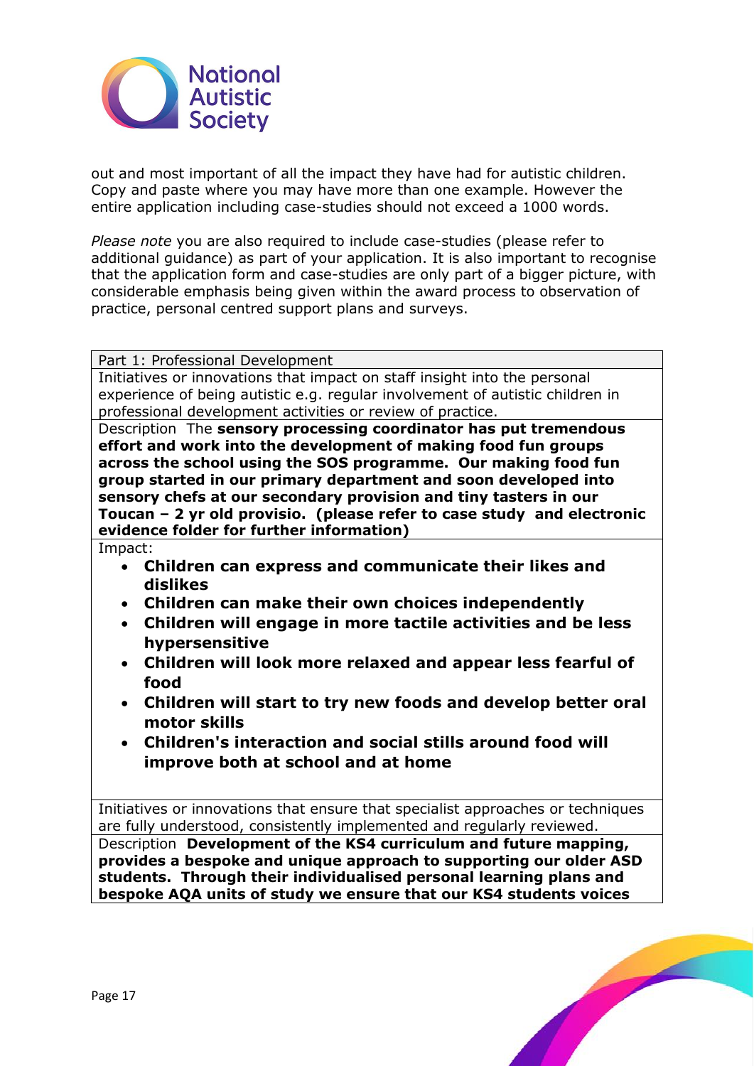out and most important of all the impact they have had for autistic children. Copy and paste where you may have more than one example. However the entire application including case-studies should not exceed a 1000 words.

*Please note* you are also required to include case-studies (please refer to additional guidance) as part of your application. It is also important to recognise that the application form and case-studies are only part of a bigger picture, with considerable emphasis being given within the award process to observation of practice, personal centred support plans and surveys.

| Part 1: Professional Development |
|---|
| Initiatives or innovations that impact on staff insight into the personal experience of being autistic e.g. regular involvement of autistic children in professional development activities or review of practice. |
| Description **The sensory processing coordinator has put tremendous effort and work into the development of making food fun groups across the school using the SOS programme. Our making food fun group started in our primary department and soon developed into sensory chefs at our secondary provision and tiny tasters in our Toucan – 2 yr old provisio. (please refer to case study and electronic evidence folder for further information)** |
| Impact:<br>• **Children can express and communicate their likes and dislikes**<br>• **Children can make their own choices independently**<br>• **Children will engage in more tactile activities and be less hypersensitive**<br>• **Children will look more relaxed and appear less fearful of food**<br>• **Children will start to try new foods and develop better oral motor skills**<br>• **Children's interaction and social stills around food will improve both at school and at home** |
| Initiatives or innovations that ensure that specialist approaches or techniques are fully understood, consistently implemented and regularly reviewed. |
| Description **Development of the KS4 curriculum and future mapping, provides a bespoke and unique approach to supporting our older ASD students. Through their individualised personal learning plans and bespoke AQA units of study we ensure that our KS4 students voices** |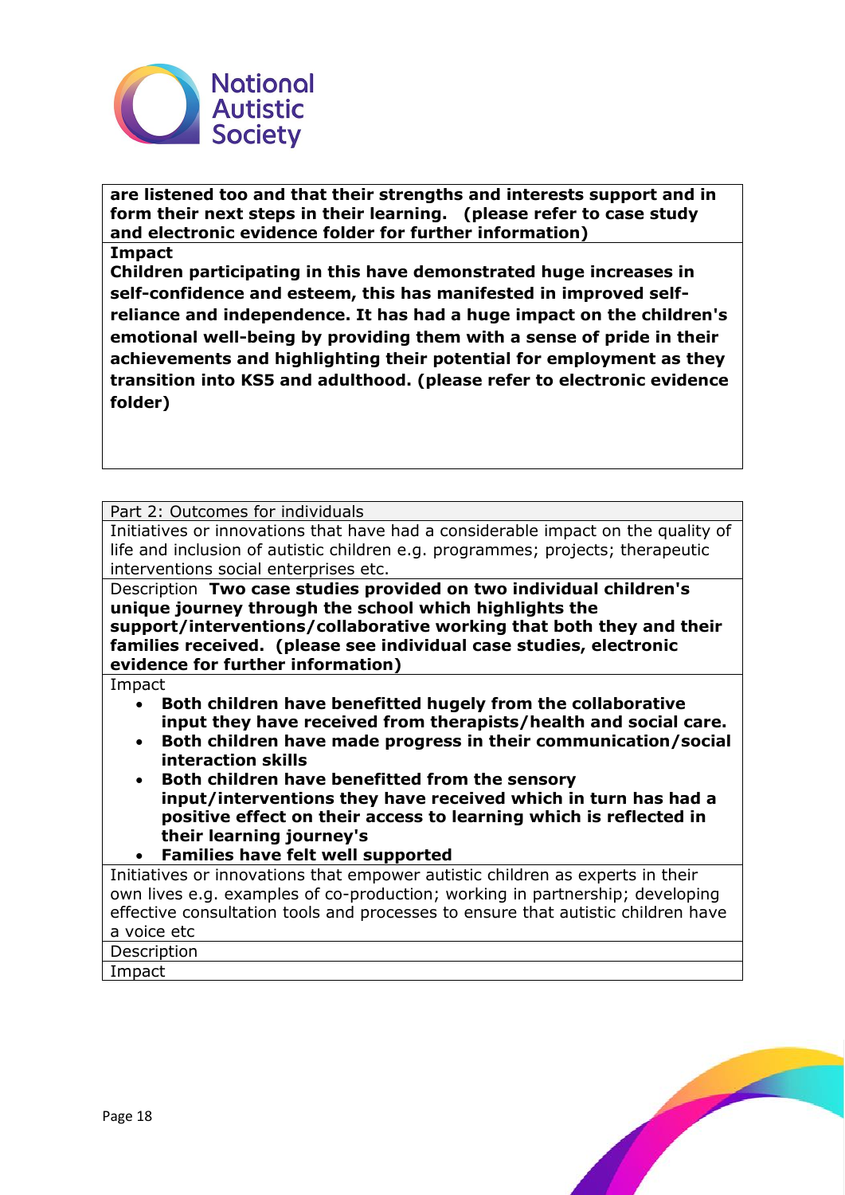**are listened too and that their strengths and interests support and in form their next steps in their learning. (please refer to case study and electronic evidence folder for further information)**

**Impact**

**Children participating in this have demonstrated huge increases in self-confidence and esteem, this has manifested in improved self-reliance and independence. It has had a huge impact on the children's emotional well-being by providing them with a sense of pride in their achievements and highlighting their potential for employment as they transition into KS5 and adulthood. (please refer to electronic evidence folder)**

| Part 2: Outcomes for individuals |
| --- |
| Initiatives or innovations that have had a considerable impact on the quality of life and inclusion of autistic children e.g. programmes; projects; therapeutic interventions social enterprises etc. |
| Description **Two case studies provided on two individual children's unique journey through the school which highlights the support/interventions/collaborative working that both they and their families received. (please see individual case studies, electronic evidence for further information)** |
| Impact<br>• **Both children have benefitted hugely from the collaborative input they have received from therapists/health and social care.**<br>• **Both children have made progress in their communication/social interaction skills**<br>• **Both children have benefitted from the sensory input/interventions they have received which in turn has had a positive effect on their access to learning which is reflected in their learning journey's**<br>• **Families have felt well supported** |
| Initiatives or innovations that empower autistic children as experts in their own lives e.g. examples of co-production; working in partnership; developing effective consultation tools and processes to ensure that autistic children have a voice etc |
| Description |
| Impact |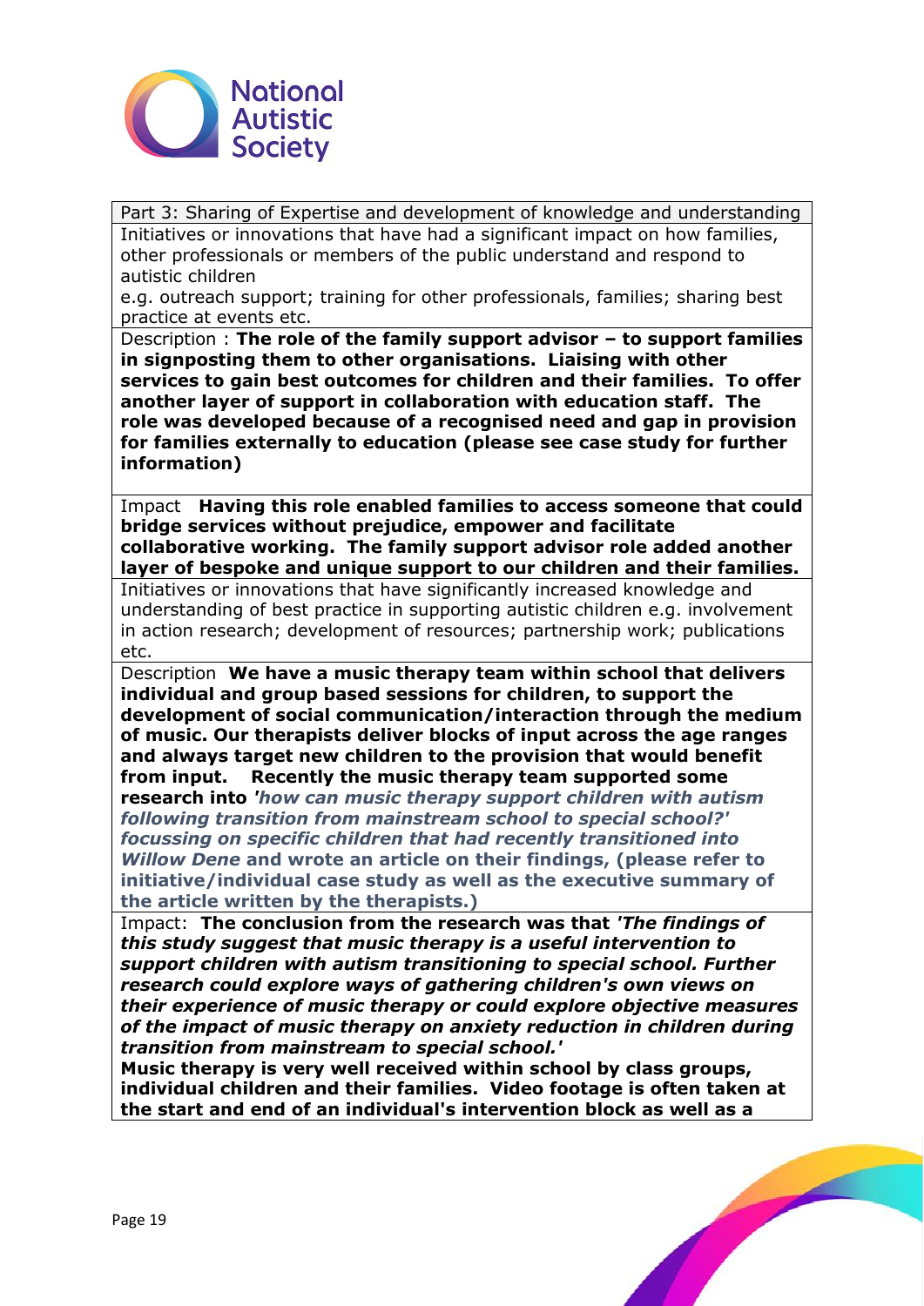| Part 3: Sharing of Expertise and development of knowledge and understanding |
| --- |
| Initiatives or innovations that have had a significant impact on how families, other professionals or members of the public understand and respond to autistic children<br>e.g. outreach support; training for other professionals, families; sharing best practice at events etc. |
| Description : **The role of the family support advisor – to support families in signposting them to other organisations. Liaising with other services to gain best outcomes for children and their families. To offer another layer of support in collaboration with education staff. The role was developed because of a recognised need and gap in provision for families externally to education (please see case study for further information)** |
| Impact **Having this role enabled families to access someone that could bridge services without prejudice, empower and facilitate collaborative working. The family support advisor role added another layer of bespoke and unique support to our children and their families.** |
| Initiatives or innovations that have significantly increased knowledge and understanding of best practice in supporting autistic children e.g. involvement in action research; development of resources; partnership work; publications etc. |
| Description **We have a music therapy team within school that delivers individual and group based sessions for children, to support the development of social communication/interaction through the medium of music. Our therapists deliver blocks of input across the age ranges and always target new children to the provision that would benefit from input. Recently the music therapy team supported some research into *'how can music therapy support children with autism following transition from mainstream school to special school?' focussing on specific children that had recently transitioned into Willow Dene* and wrote an article on their findings, (please refer to initiative/individual case study as well as the executive summary of the article written by the therapists.)** |
| Impact: **The conclusion from the research was that *'The findings of this study suggest that music therapy is a useful intervention to support children with autism transitioning to special school. Further research could explore ways of gathering children's own views on their experience of music therapy or could explore objective measures of the impact of music therapy on anxiety reduction in children during transition from mainstream to special school.'*<br>Music therapy is very well received within school by class groups, individual children and their families. Video footage is often taken at the start and end of an individual's intervention block as well as a** |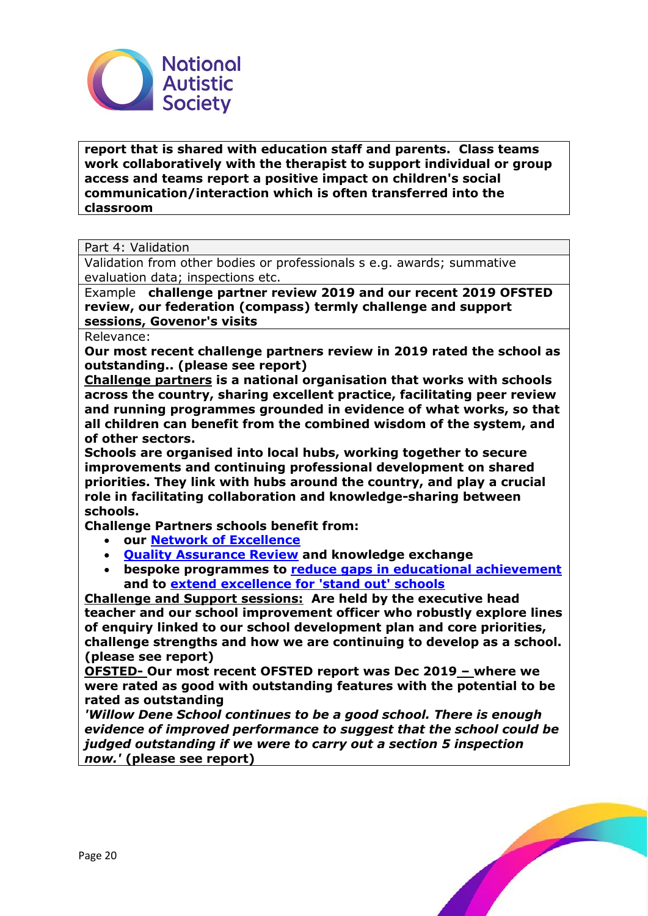**report that is shared with education staff and parents. Class teams work collaboratively with the therapist to support individual or group access and teams report a positive impact on children's social communication/interaction which is often transferred into the classroom**

Part 4: Validation

Validation from other bodies or professionals s e.g. awards; summative evaluation data; inspections etc.

Example **challenge partner review 2019 and our recent 2019 OFSTED review, our federation (compass) termly challenge and support sessions, Govenor's visits**

Relevance:

**Our most recent challenge partners review in 2019 rated the school as outstanding.. (please see report)**

**Challenge partners is a national organisation that works with schools across the country, sharing excellent practice, facilitating peer review and running programmes grounded in evidence of what works, so that all children can benefit from the combined wisdom of the system, and of other sectors.**

**Schools are organised into local hubs, working together to secure improvements and continuing professional development on shared priorities. They link with hubs around the country, and play a crucial role in facilitating collaboration and knowledge-sharing between schools.**

**Challenge Partners schools benefit from:**

- **our Network of Excellence**
- **Quality Assurance Review and knowledge exchange**
- **bespoke programmes to reduce gaps in educational achievement and to extend excellence for 'stand out' schools**

**Challenge and Support sessions: Are held by the executive head teacher and our school improvement officer who robustly explore lines of enquiry linked to our school development plan and core priorities, challenge strengths and how we are continuing to develop as a school. (please see report)**

**OFSTED- Our most recent OFSTED report was Dec 2019 – where we were rated as good with outstanding features with the potential to be rated as outstanding**

***'Willow Dene School continues to be a good school. There is enough evidence of improved performance to suggest that the school could be judged outstanding if we were to carry out a section 5 inspection now.'*** **(please see report)**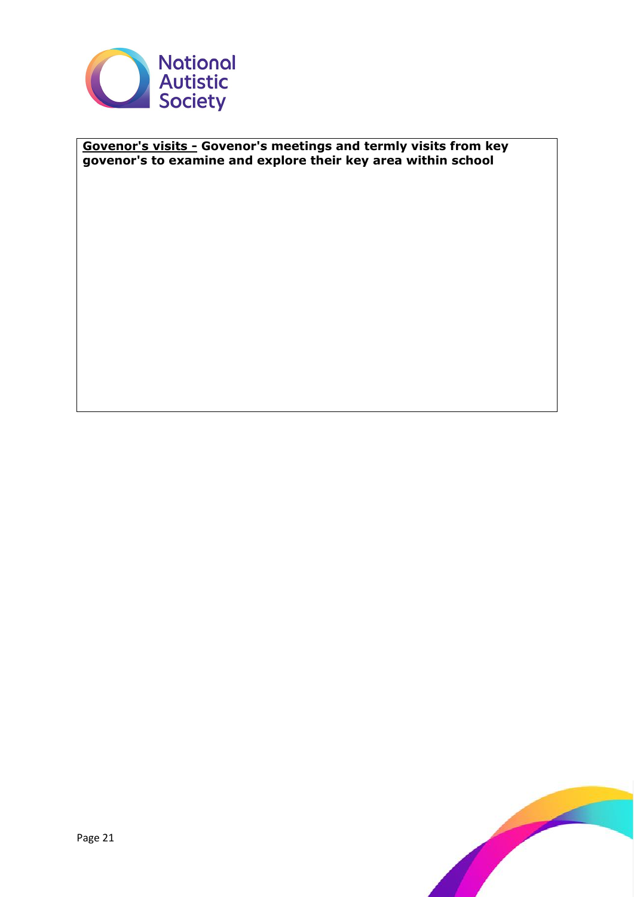**<u>Govenor's visits -</u> Govenor's meetings and termly visits from key govenor's to examine and explore their key area within school**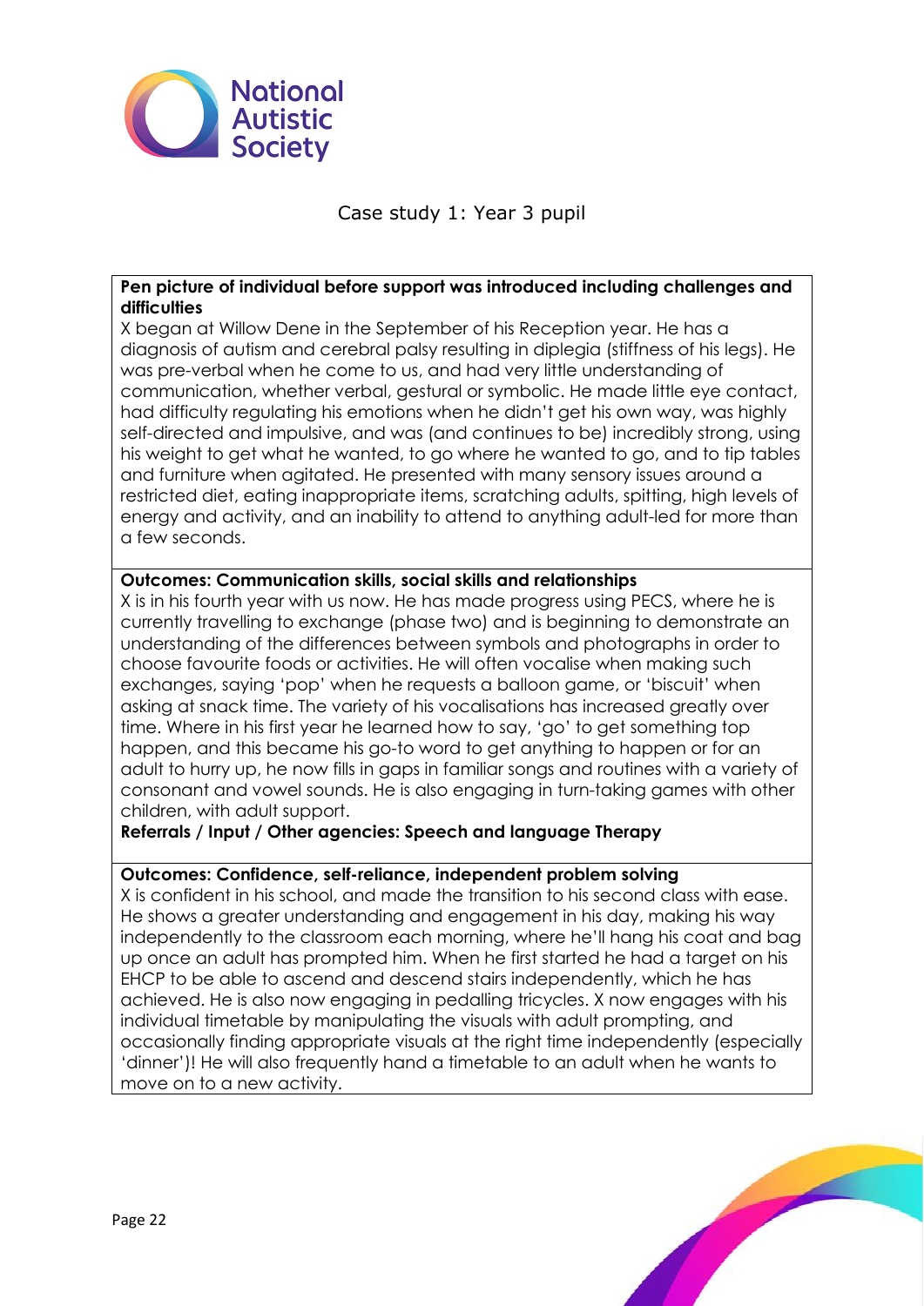## Case study 1: Year 3 pupil

**Pen picture of individual before support was introduced including challenges and difficulties**

X began at Willow Dene in the September of his Reception year. He has a diagnosis of autism and cerebral palsy resulting in diplegia (stiffness of his legs). He was pre-verbal when he come to us, and had very little understanding of communication, whether verbal, gestural or symbolic. He made little eye contact, had difficulty regulating his emotions when he didn't get his own way, was highly self-directed and impulsive, and was (and continues to be) incredibly strong, using his weight to get what he wanted, to go where he wanted to go, and to tip tables and furniture when agitated. He presented with many sensory issues around a restricted diet, eating inappropriate items, scratching adults, spitting, high levels of energy and activity, and an inability to attend to anything adult-led for more than a few seconds.

**Outcomes: Communication skills, social skills and relationships**

X is in his fourth year with us now. He has made progress using PECS, where he is currently travelling to exchange (phase two) and is beginning to demonstrate an understanding of the differences between symbols and photographs in order to choose favourite foods or activities. He will often vocalise when making such exchanges, saying 'pop' when he requests a balloon game, or 'biscuit' when asking at snack time. The variety of his vocalisations has increased greatly over time. Where in his first year he learned how to say, 'go' to get something top happen, and this became his go-to word to get anything to happen or for an adult to hurry up, he now fills in gaps in familiar songs and routines with a variety of consonant and vowel sounds. He is also engaging in turn-taking games with other children, with adult support.

**Referrals / Input / Other agencies: Speech and language Therapy**

**Outcomes: Confidence, self-reliance, independent problem solving**

X is confident in his school, and made the transition to his second class with ease. He shows a greater understanding and engagement in his day, making his way independently to the classroom each morning, where he'll hang his coat and bag up once an adult has prompted him. When he first started he had a target on his EHCP to be able to ascend and descend stairs independently, which he has achieved. He is also now engaging in pedalling tricycles. X now engages with his individual timetable by manipulating the visuals with adult prompting, and occasionally finding appropriate visuals at the right time independently (especially 'dinner')! He will also frequently hand a timetable to an adult when he wants to move on to a new activity.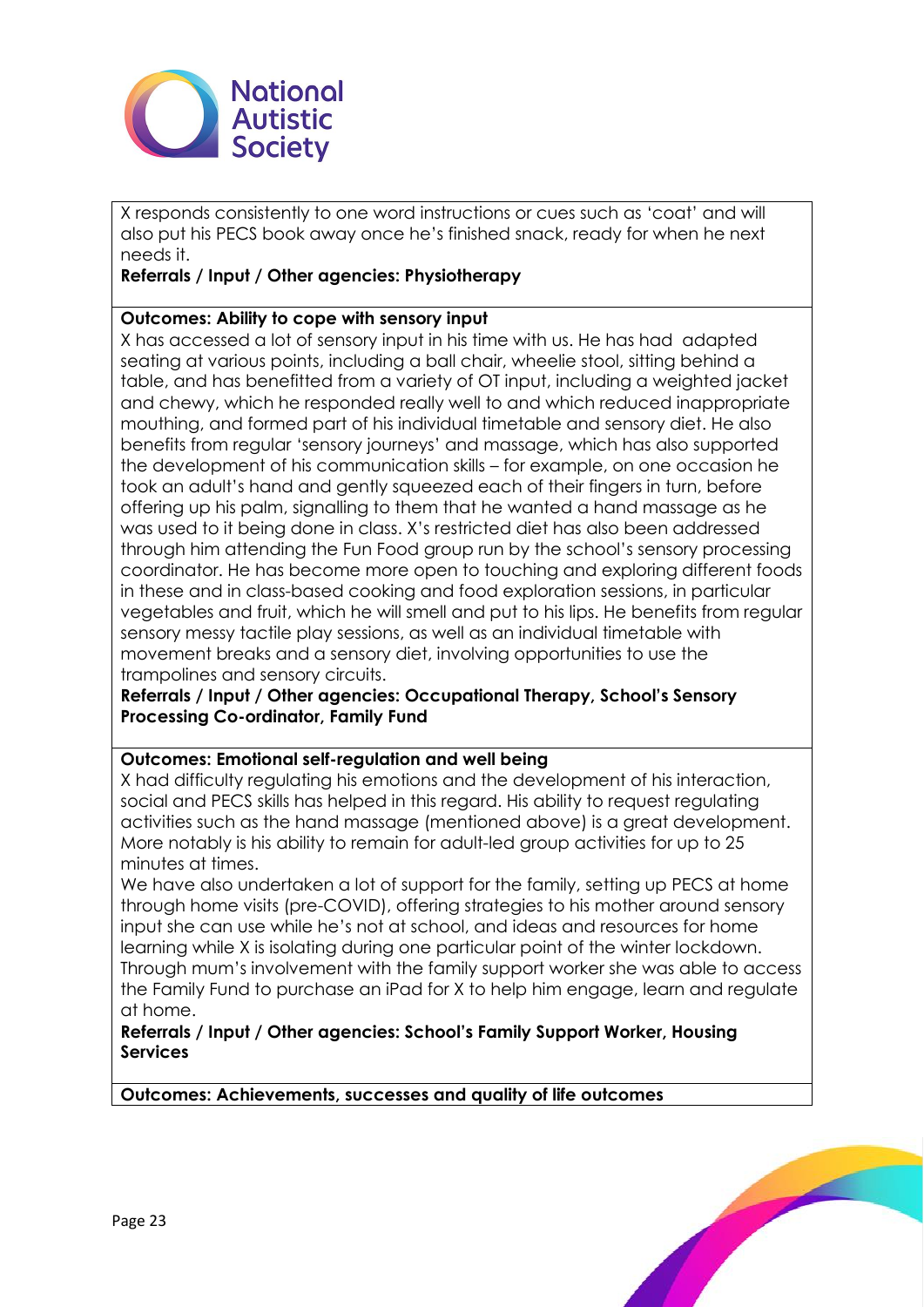X responds consistently to one word instructions or cues such as 'coat' and will also put his PECS book away once he's finished snack, ready for when he next needs it.

**Referrals / Input / Other agencies: Physiotherapy**

**Outcomes: Ability to cope with sensory input**

X has accessed a lot of sensory input in his time with us. He has had adapted seating at various points, including a ball chair, wheelie stool, sitting behind a table, and has benefitted from a variety of OT input, including a weighted jacket and chewy, which he responded really well to and which reduced inappropriate mouthing, and formed part of his individual timetable and sensory diet. He also benefits from regular 'sensory journeys' and massage, which has also supported the development of his communication skills – for example, on one occasion he took an adult's hand and gently squeezed each of their fingers in turn, before offering up his palm, signalling to them that he wanted a hand massage as he was used to it being done in class. X's restricted diet has also been addressed through him attending the Fun Food group run by the school's sensory processing coordinator. He has become more open to touching and exploring different foods in these and in class-based cooking and food exploration sessions, in particular vegetables and fruit, which he will smell and put to his lips. He benefits from regular sensory messy tactile play sessions, as well as an individual timetable with movement breaks and a sensory diet, involving opportunities to use the trampolines and sensory circuits.

**Referrals / Input / Other agencies: Occupational Therapy, School's Sensory Processing Co-ordinator, Family Fund**

**Outcomes: Emotional self-regulation and well being**

X had difficulty regulating his emotions and the development of his interaction, social and PECS skills has helped in this regard. His ability to request regulating activities such as the hand massage (mentioned above) is a great development. More notably is his ability to remain for adult-led group activities for up to 25 minutes at times.

We have also undertaken a lot of support for the family, setting up PECS at home through home visits (pre-COVID), offering strategies to his mother around sensory input she can use while he's not at school, and ideas and resources for home learning while X is isolating during one particular point of the winter lockdown. Through mum's involvement with the family support worker she was able to access the Family Fund to purchase an iPad for X to help him engage, learn and regulate at home.

**Referrals / Input / Other agencies: School's Family Support Worker, Housing Services**

**Outcomes: Achievements, successes and quality of life outcomes**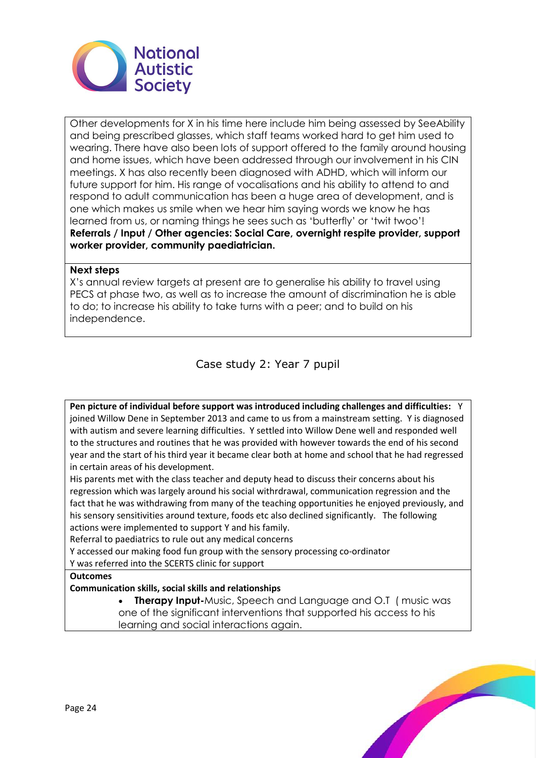Other developments for X in his time here include him being assessed by SeeAbility and being prescribed glasses, which staff teams worked hard to get him used to wearing. There have also been lots of support offered to the family around housing and home issues, which have been addressed through our involvement in his CIN meetings. X has also recently been diagnosed with ADHD, which will inform our future support for him. His range of vocalisations and his ability to attend to and respond to adult communication has been a huge area of development, and is one which makes us smile when we hear him saying words we know he has learned from us, or naming things he sees such as 'butterfly' or 'twit twoo'!

**Referrals / Input / Other agencies: Social Care, overnight respite provider, support worker provider, community paediatrician.**

**Next steps**

X's annual review targets at present are to generalise his ability to travel using PECS at phase two, as well as to increase the amount of discrimination he is able to do; to increase his ability to take turns with a peer; and to build on his independence.

## Case study 2: Year 7 pupil

**Pen picture of individual before support was introduced including challenges and difficulties:** Y joined Willow Dene in September 2013 and came to us from a mainstream setting. Y is diagnosed with autism and severe learning difficulties. Y settled into Willow Dene well and responded well to the structures and routines that he was provided with however towards the end of his second year and the start of his third year it became clear both at home and school that he had regressed in certain areas of his development.

His parents met with the class teacher and deputy head to discuss their concerns about his regression which was largely around his social withrdrawal, communication regression and the fact that he was withdrawing from many of the teaching opportunities he enjoyed previously, and his sensory sensitivities around texture, foods etc also declined significantly. The following actions were implemented to support Y and his family.

Referral to paediatrics to rule out any medical concerns

Y accessed our making food fun group with the sensory processing co-ordinator

Y was referred into the SCERTS clinic for support

**Outcomes**

**Communication skills, social skills and relationships**

- **Therapy Input-**Music, Speech and Language and O.T ( music was one of the significant interventions that supported his access to his learning and social interactions again.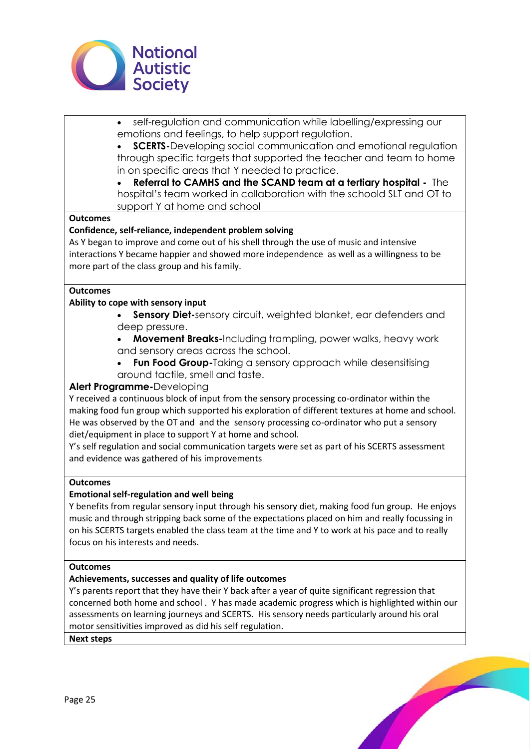- self-regulation and communication while labelling/expressing our emotions and feelings, to help support regulation.
- **SCERTS-**Developing social communication and emotional regulation through specific targets that supported the teacher and team to home in on specific areas that Y needed to practice.
- **Referral to CAMHS and the SCAND team at a tertiary hospital -** The hospital's team worked in collaboration with the schoold SLT and OT to support Y at home and school

**Outcomes**

**Confidence, self-reliance, independent problem solving**

As Y began to improve and come out of his shell through the use of music and intensive interactions Y became happier and showed more independence as well as a willingness to be more part of the class group and his family.

**Outcomes**

**Ability to cope with sensory input**

- **Sensory Diet-**sensory circuit, weighted blanket, ear defenders and deep pressure.
- **Movement Breaks-**Including trampling, power walks, heavy work and sensory areas across the school.
- **Fun Food Group-**Taking a sensory approach while desensitising around tactile, smell and taste.

**Alert Programme-**Developing

Y received a continuous block of input from the sensory processing co-ordinator within the making food fun group which supported his exploration of different textures at home and school. He was observed by the OT and and the sensory processing co-ordinator who put a sensory diet/equipment in place to support Y at home and school.

Y's self regulation and social communication targets were set as part of his SCERTS assessment and evidence was gathered of his improvements

**Outcomes**

**Emotional self-regulation and well being**

Y benefits from regular sensory input through his sensory diet, making food fun group. He enjoys music and through stripping back some of the expectations placed on him and really focussing in on his SCERTS targets enabled the class team at the time and Y to work at his pace and to really focus on his interests and needs.

**Outcomes**

**Achievements, successes and quality of life outcomes**

Y's parents report that they have their Y back after a year of quite significant regression that concerned both home and school . Y has made academic progress which is highlighted within our assessments on learning journeys and SCERTS. His sensory needs particularly around his oral motor sensitivities improved as did his self regulation.

**Next steps**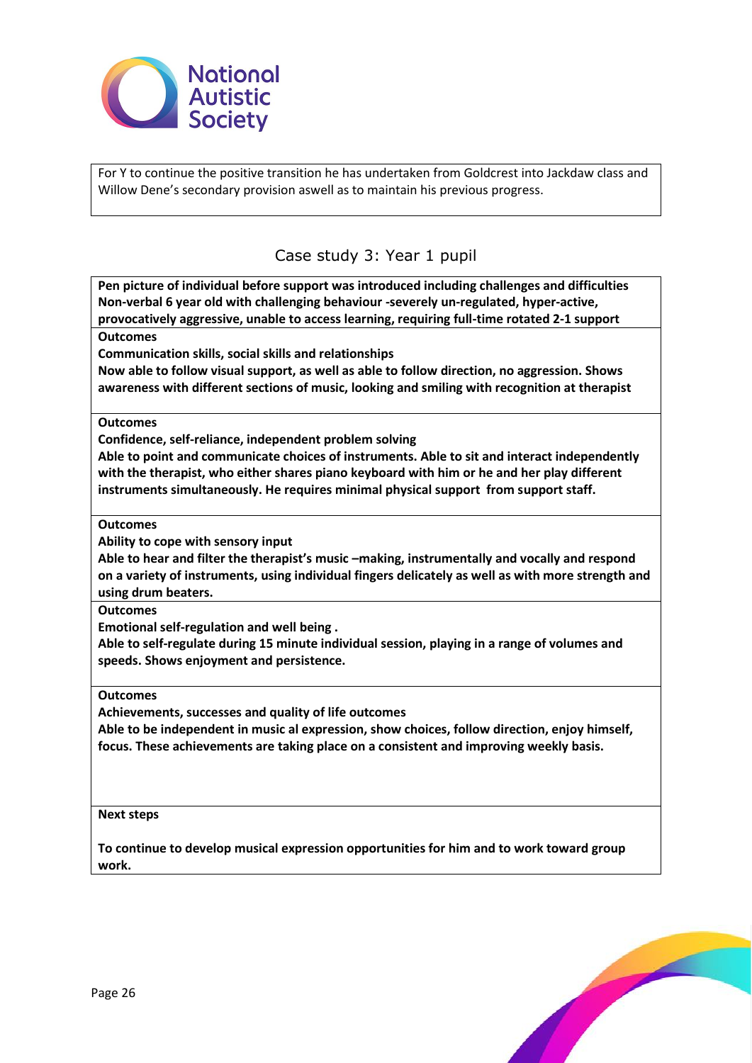For Y to continue the positive transition he has undertaken from Goldcrest into Jackdaw class and Willow Dene's secondary provision aswell as to maintain his previous progress.

## Case study 3: Year 1 pupil

**Pen picture of individual before support was introduced including challenges and difficulties**
**Non-verbal 6 year old with challenging behaviour -severely un-regulated, hyper-active, provocatively aggressive, unable to access learning, requiring full-time rotated 2-1 support**

**Outcomes**
**Communication skills, social skills and relationships**
**Now able to follow visual support, as well as able to follow direction, no aggression. Shows awareness with different sections of music, looking and smiling with recognition at therapist**

**Outcomes**
**Confidence, self-reliance, independent problem solving**
**Able to point and communicate choices of instruments. Able to sit and interact independently with the therapist, who either shares piano keyboard with him or he and her play different instruments simultaneously. He requires minimal physical support from support staff.**

**Outcomes**
**Ability to cope with sensory input**
**Able to hear and filter the therapist's music –making, instrumentally and vocally and respond on a variety of instruments, using individual fingers delicately as well as with more strength and using drum beaters.**

**Outcomes**
**Emotional self-regulation and well being .**
**Able to self-regulate during 15 minute individual session, playing in a range of volumes and speeds. Shows enjoyment and persistence.**

**Outcomes**
**Achievements, successes and quality of life outcomes**
**Able to be independent in music al expression, show choices, follow direction, enjoy himself, focus. These achievements are taking place on a consistent and improving weekly basis.**

**Next steps**

**To continue to develop musical expression opportunities for him and to work toward group work.**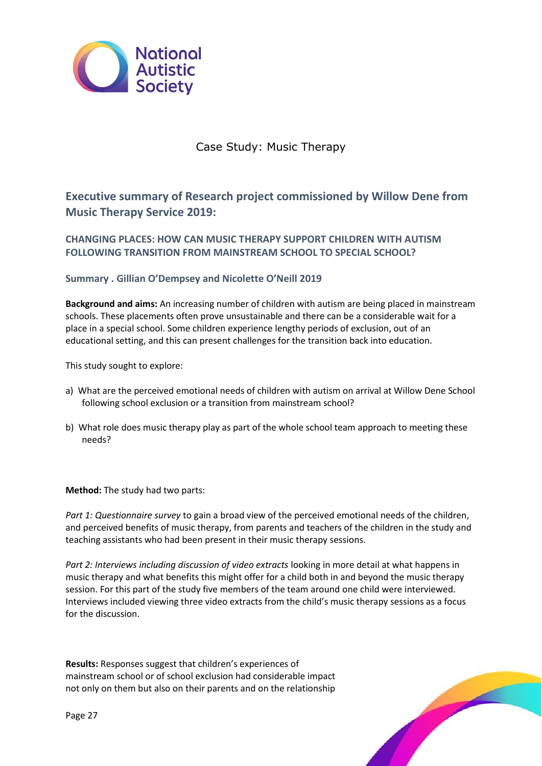Case Study: Music Therapy

## Executive summary of Research project commissioned by Willow Dene from Music Therapy Service 2019:

### CHANGING PLACES: HOW CAN MUSIC THERAPY SUPPORT CHILDREN WITH AUTISM FOLLOWING TRANSITION FROM MAINSTREAM SCHOOL TO SPECIAL SCHOOL?

### Summary . Gillian O'Dempsey and Nicolette O'Neill 2019

**Background and aims:** An increasing number of children with autism are being placed in mainstream schools. These placements often prove unsustainable and there can be a considerable wait for a place in a special school. Some children experience lengthy periods of exclusion, out of an educational setting, and this can present challenges for the transition back into education.

This study sought to explore:

a) What are the perceived emotional needs of children with autism on arrival at Willow Dene School following school exclusion or a transition from mainstream school?

b) What role does music therapy play as part of the whole school team approach to meeting these needs?

**Method:** The study had two parts:

*Part 1: Questionnaire survey* to gain a broad view of the perceived emotional needs of the children, and perceived benefits of music therapy, from parents and teachers of the children in the study and teaching assistants who had been present in their music therapy sessions.

*Part 2: Interviews including discussion of video extracts* looking in more detail at what happens in music therapy and what benefits this might offer for a child both in and beyond the music therapy session. For this part of the study five members of the team around one child were interviewed. Interviews included viewing three video extracts from the child's music therapy sessions as a focus for the discussion.

**Results:** Responses suggest that children's experiences of mainstream school or of school exclusion had considerable impact not only on them but also on their parents and on the relationship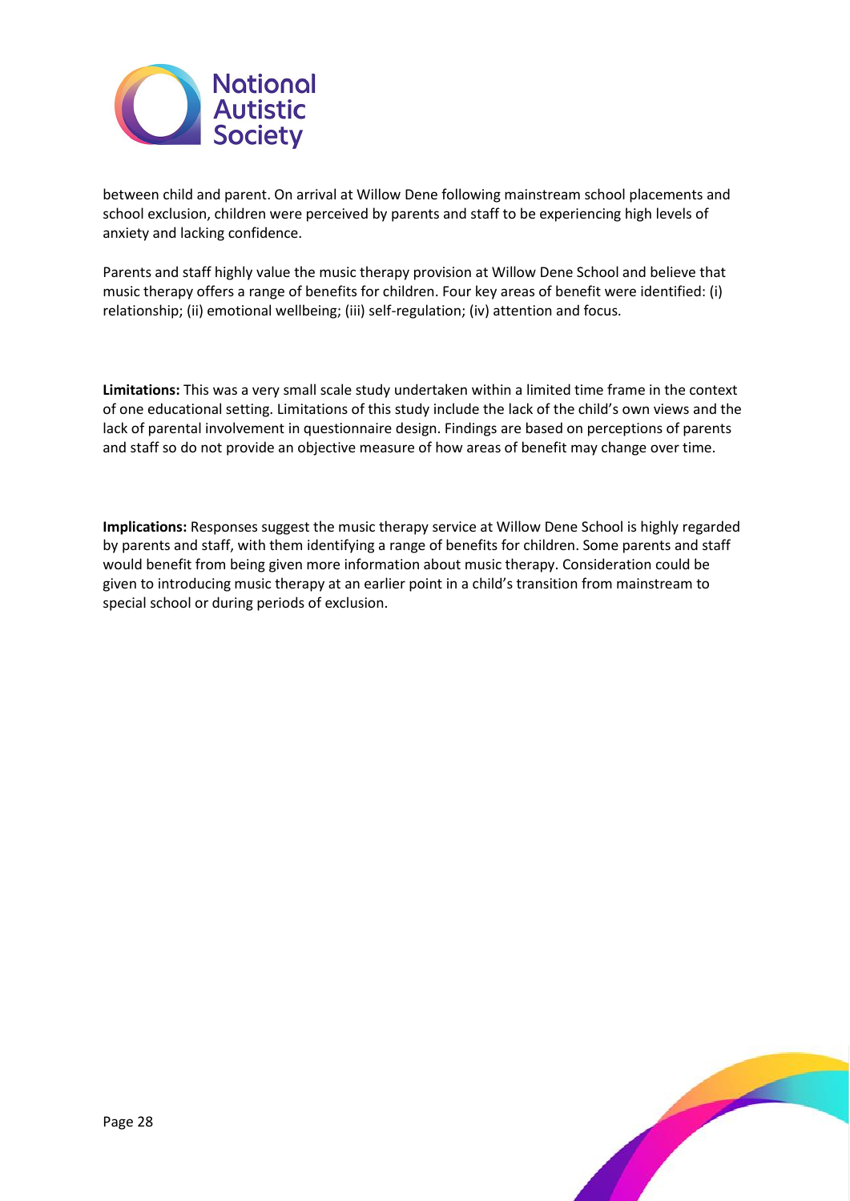between child and parent. On arrival at Willow Dene following mainstream school placements and school exclusion, children were perceived by parents and staff to be experiencing high levels of anxiety and lacking confidence.

Parents and staff highly value the music therapy provision at Willow Dene School and believe that music therapy offers a range of benefits for children. Four key areas of benefit were identified: (i) relationship; (ii) emotional wellbeing; (iii) self-regulation; (iv) attention and focus.

**Limitations:** This was a very small scale study undertaken within a limited time frame in the context of one educational setting. Limitations of this study include the lack of the child's own views and the lack of parental involvement in questionnaire design. Findings are based on perceptions of parents and staff so do not provide an objective measure of how areas of benefit may change over time.

**Implications:** Responses suggest the music therapy service at Willow Dene School is highly regarded by parents and staff, with them identifying a range of benefits for children. Some parents and staff would benefit from being given more information about music therapy. Consideration could be given to introducing music therapy at an earlier point in a child's transition from mainstream to special school or during periods of exclusion.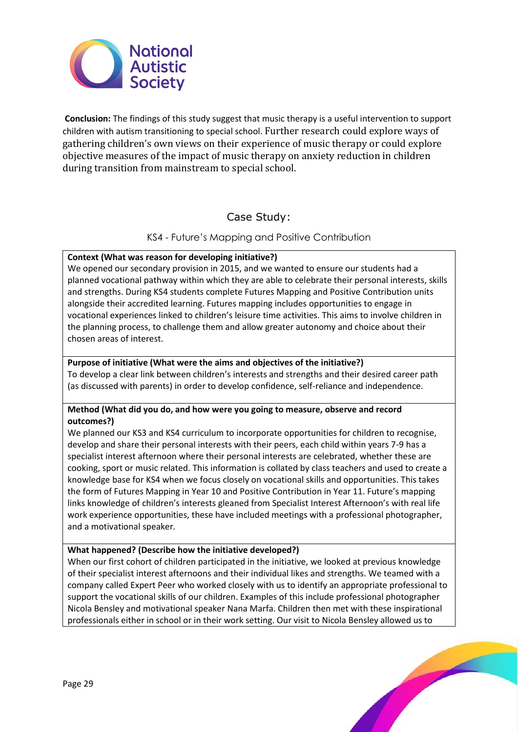**Conclusion:** The findings of this study suggest that music therapy is a useful intervention to support children with autism transitioning to special school. Further research could explore ways of gathering children's own views on their experience of music therapy or could explore objective measures of the impact of music therapy on anxiety reduction in children during transition from mainstream to special school.

## Case Study:

### KS4 - Future's Mapping and Positive Contribution

**Context (What was reason for developing initiative?)**

We opened our secondary provision in 2015, and we wanted to ensure our students had a planned vocational pathway within which they are able to celebrate their personal interests, skills and strengths. During KS4 students complete Futures Mapping and Positive Contribution units alongside their accredited learning. Futures mapping includes opportunities to engage in vocational experiences linked to children's leisure time activities. This aims to involve children in the planning process, to challenge them and allow greater autonomy and choice about their chosen areas of interest.

**Purpose of initiative (What were the aims and objectives of the initiative?)**

To develop a clear link between children's interests and strengths and their desired career path (as discussed with parents) in order to develop confidence, self-reliance and independence.

**Method (What did you do, and how were you going to measure, observe and record outcomes?)**

We planned our KS3 and KS4 curriculum to incorporate opportunities for children to recognise, develop and share their personal interests with their peers, each child within years 7-9 has a specialist interest afternoon where their personal interests are celebrated, whether these are cooking, sport or music related. This information is collated by class teachers and used to create a knowledge base for KS4 when we focus closely on vocational skills and opportunities. This takes the form of Futures Mapping in Year 10 and Positive Contribution in Year 11. Future's mapping links knowledge of children's interests gleaned from Specialist Interest Afternoon's with real life work experience opportunities, these have included meetings with a professional photographer, and a motivational speaker.

**What happened? (Describe how the initiative developed?)**

When our first cohort of children participated in the initiative, we looked at previous knowledge of their specialist interest afternoons and their individual likes and strengths. We teamed with a company called Expert Peer who worked closely with us to identify an appropriate professional to support the vocational skills of our children. Examples of this include professional photographer Nicola Bensley and motivational speaker Nana Marfa. Children then met with these inspirational professionals either in school or in their work setting. Our visit to Nicola Bensley allowed us to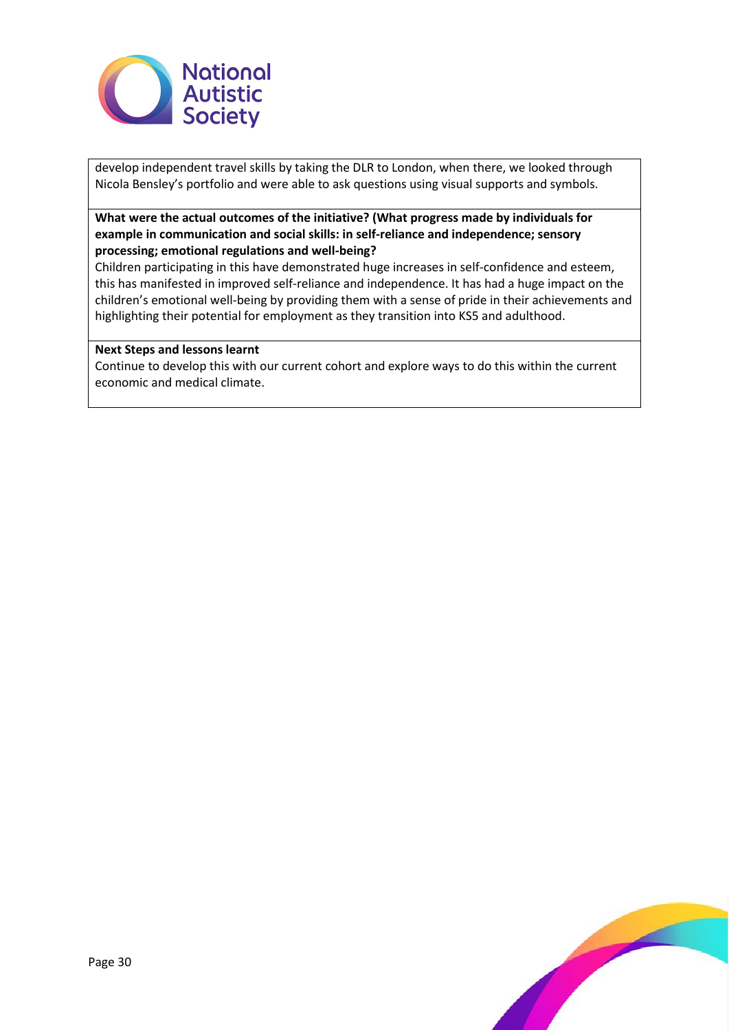develop independent travel skills by taking the DLR to London, when there, we looked through Nicola Bensley's portfolio and were able to ask questions using visual supports and symbols.

**What were the actual outcomes of the initiative? (What progress made by individuals for example in communication and social skills: in self-reliance and independence; sensory processing; emotional regulations and well-being?**

Children participating in this have demonstrated huge increases in self-confidence and esteem, this has manifested in improved self-reliance and independence. It has had a huge impact on the children's emotional well-being by providing them with a sense of pride in their achievements and highlighting their potential for employment as they transition into KS5 and adulthood.

**Next Steps and lessons learnt**

Continue to develop this with our current cohort and explore ways to do this within the current economic and medical climate.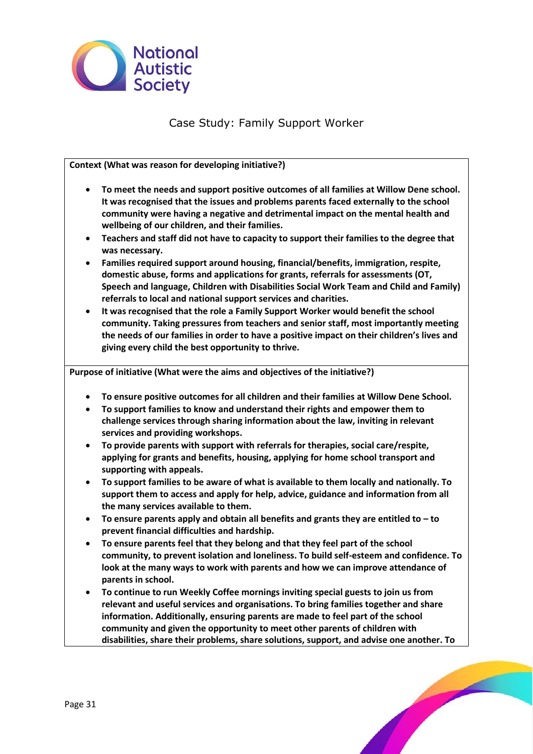# Case Study: Family Support Worker

**Context (What was reason for developing initiative?)**

- **To meet the needs and support positive outcomes of all families at Willow Dene school. It was recognised that the issues and problems parents faced externally to the school community were having a negative and detrimental impact on the mental health and wellbeing of our children, and their families.**
- **Teachers and staff did not have to capacity to support their families to the degree that was necessary.**
- **Families required support around housing, financial/benefits, immigration, respite, domestic abuse, forms and applications for grants, referrals for assessments (OT, Speech and language, Children with Disabilities Social Work Team and Child and Family) referrals to local and national support services and charities.**
- **It was recognised that the role a Family Support Worker would benefit the school community. Taking pressures from teachers and senior staff, most importantly meeting the needs of our families in order to have a positive impact on their children's lives and giving every child the best opportunity to thrive.**

**Purpose of initiative (What were the aims and objectives of the initiative?)**

- **To ensure positive outcomes for all children and their families at Willow Dene School.**
- **To support families to know and understand their rights and empower them to challenge services through sharing information about the law, inviting in relevant services and providing workshops.**
- **To provide parents with support with referrals for therapies, social care/respite, applying for grants and benefits, housing, applying for home school transport and supporting with appeals.**
- **To support families to be aware of what is available to them locally and nationally. To support them to access and apply for help, advice, guidance and information from all the many services available to them.**
- **To ensure parents apply and obtain all benefits and grants they are entitled to – to prevent financial difficulties and hardship.**
- **To ensure parents feel that they belong and that they feel part of the school community, to prevent isolation and loneliness. To build self-esteem and confidence. To look at the many ways to work with parents and how we can improve attendance of parents in school.**
- **To continue to run Weekly Coffee mornings inviting special guests to join us from relevant and useful services and organisations. To bring families together and share information. Additionally, ensuring parents are made to feel part of the school community and given the opportunity to meet other parents of children with disabilities, share their problems, share solutions, support, and advise one another. To**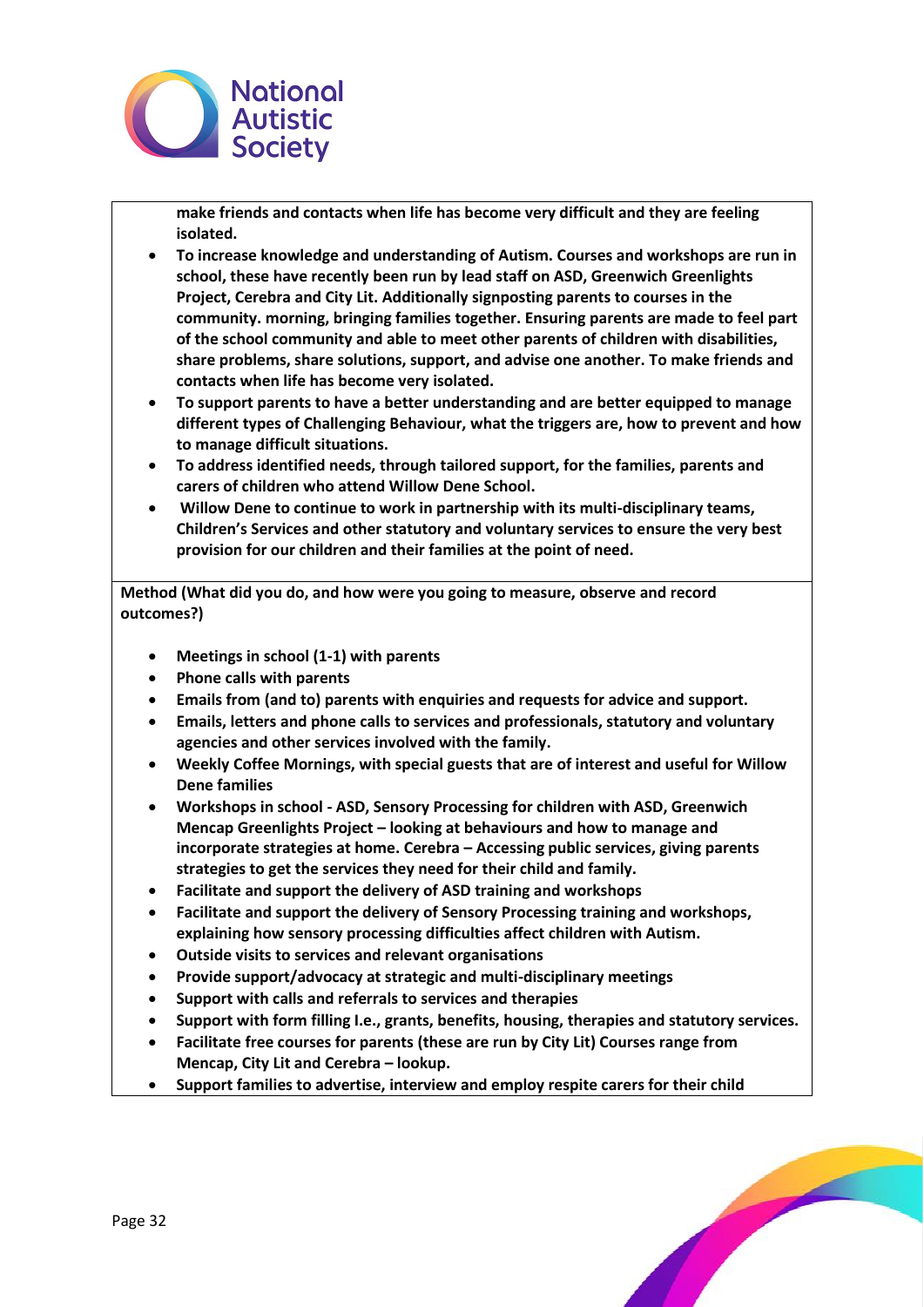**make friends and contacts when life has become very difficult and they are feeling isolated.**

- **To increase knowledge and understanding of Autism. Courses and workshops are run in school, these have recently been run by lead staff on ASD, Greenwich Greenlights Project, Cerebra and City Lit. Additionally signposting parents to courses in the community. morning, bringing families together. Ensuring parents are made to feel part of the school community and able to meet other parents of children with disabilities, share problems, share solutions, support, and advise one another. To make friends and contacts when life has become very isolated.**
- **To support parents to have a better understanding and are better equipped to manage different types of Challenging Behaviour, what the triggers are, how to prevent and how to manage difficult situations.**
- **To address identified needs, through tailored support, for the families, parents and carers of children who attend Willow Dene School.**
- **Willow Dene to continue to work in partnership with its multi-disciplinary teams, Children's Services and other statutory and voluntary services to ensure the very best provision for our children and their families at the point of need.**

**Method (What did you do, and how were you going to measure, observe and record outcomes?)**

- **Meetings in school (1-1) with parents**
- **Phone calls with parents**
- **Emails from (and to) parents with enquiries and requests for advice and support.**
- **Emails, letters and phone calls to services and professionals, statutory and voluntary agencies and other services involved with the family.**
- **Weekly Coffee Mornings, with special guests that are of interest and useful for Willow Dene families**
- **Workshops in school - ASD, Sensory Processing for children with ASD, Greenwich Mencap Greenlights Project – looking at behaviours and how to manage and incorporate strategies at home. Cerebra – Accessing public services, giving parents strategies to get the services they need for their child and family.**
- **Facilitate and support the delivery of ASD training and workshops**
- **Facilitate and support the delivery of Sensory Processing training and workshops, explaining how sensory processing difficulties affect children with Autism.**
- **Outside visits to services and relevant organisations**
- **Provide support/advocacy at strategic and multi-disciplinary meetings**
- **Support with calls and referrals to services and therapies**
- **Support with form filling I.e., grants, benefits, housing, therapies and statutory services.**
- **Facilitate free courses for parents (these are run by City Lit) Courses range from Mencap, City Lit and Cerebra – lookup.**
- **Support families to advertise, interview and employ respite carers for their child**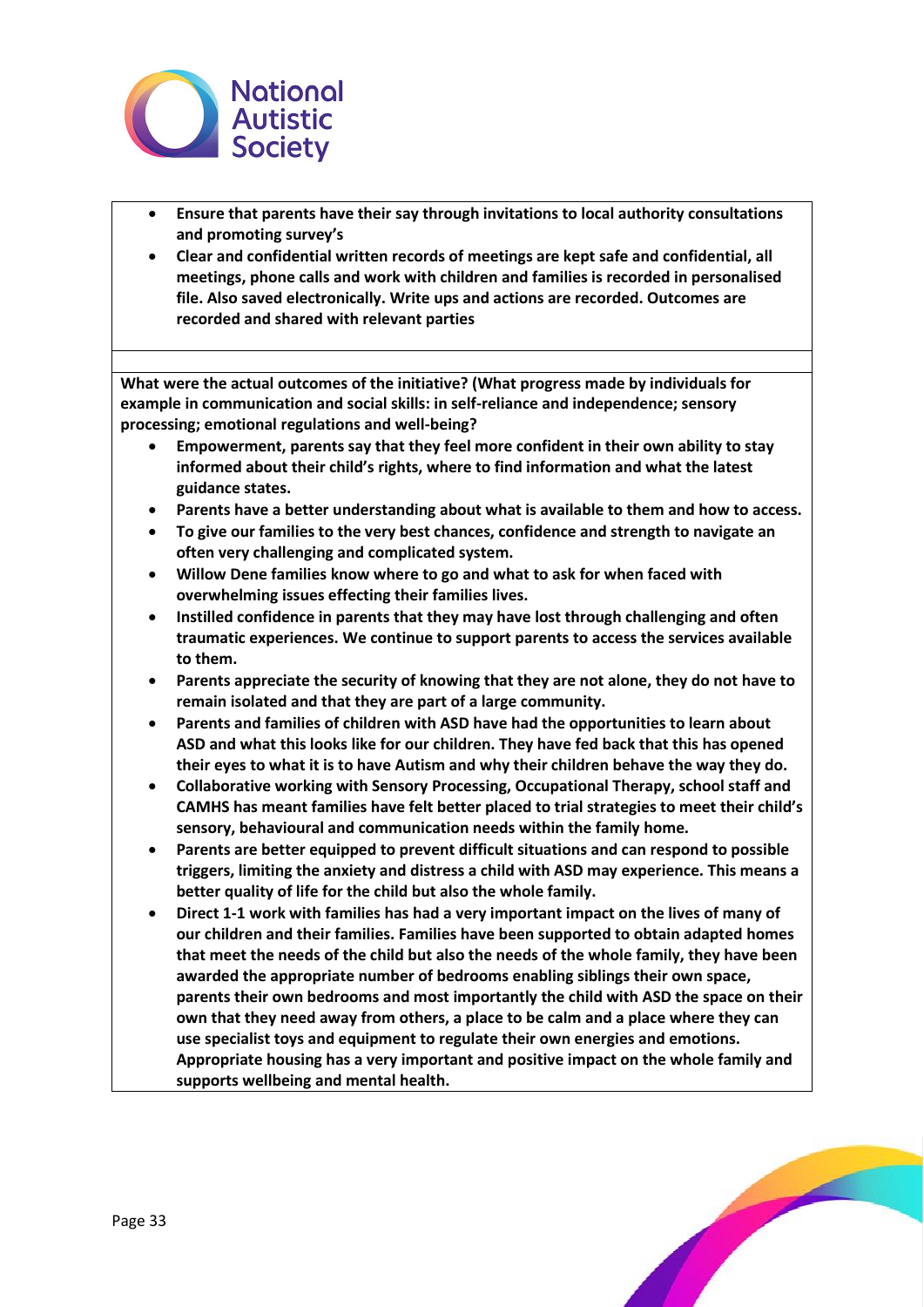- **Ensure that parents have their say through invitations to local authority consultations and promoting survey's**
- **Clear and confidential written records of meetings are kept safe and confidential, all meetings, phone calls and work with children and families is recorded in personalised file. Also saved electronically. Write ups and actions are recorded. Outcomes are recorded and shared with relevant parties**

**What were the actual outcomes of the initiative? (What progress made by individuals for example in communication and social skills: in self-reliance and independence; sensory processing; emotional regulations and well-being?**

- **Empowerment, parents say that they feel more confident in their own ability to stay informed about their child's rights, where to find information and what the latest guidance states.**
- **Parents have a better understanding about what is available to them and how to access.**
- **To give our families to the very best chances, confidence and strength to navigate an often very challenging and complicated system.**
- **Willow Dene families know where to go and what to ask for when faced with overwhelming issues effecting their families lives.**
- **Instilled confidence in parents that they may have lost through challenging and often traumatic experiences. We continue to support parents to access the services available to them.**
- **Parents appreciate the security of knowing that they are not alone, they do not have to remain isolated and that they are part of a large community.**
- **Parents and families of children with ASD have had the opportunities to learn about ASD and what this looks like for our children. They have fed back that this has opened their eyes to what it is to have Autism and why their children behave the way they do.**
- **Collaborative working with Sensory Processing, Occupational Therapy, school staff and CAMHS has meant families have felt better placed to trial strategies to meet their child's sensory, behavioural and communication needs within the family home.**
- **Parents are better equipped to prevent difficult situations and can respond to possible triggers, limiting the anxiety and distress a child with ASD may experience. This means a better quality of life for the child but also the whole family.**
- **Direct 1-1 work with families has had a very important impact on the lives of many of our children and their families. Families have been supported to obtain adapted homes that meet the needs of the child but also the needs of the whole family, they have been awarded the appropriate number of bedrooms enabling siblings their own space, parents their own bedrooms and most importantly the child with ASD the space on their own that they need away from others, a place to be calm and a place where they can use specialist toys and equipment to regulate their own energies and emotions. Appropriate housing has a very important and positive impact on the whole family and supports wellbeing and mental health.**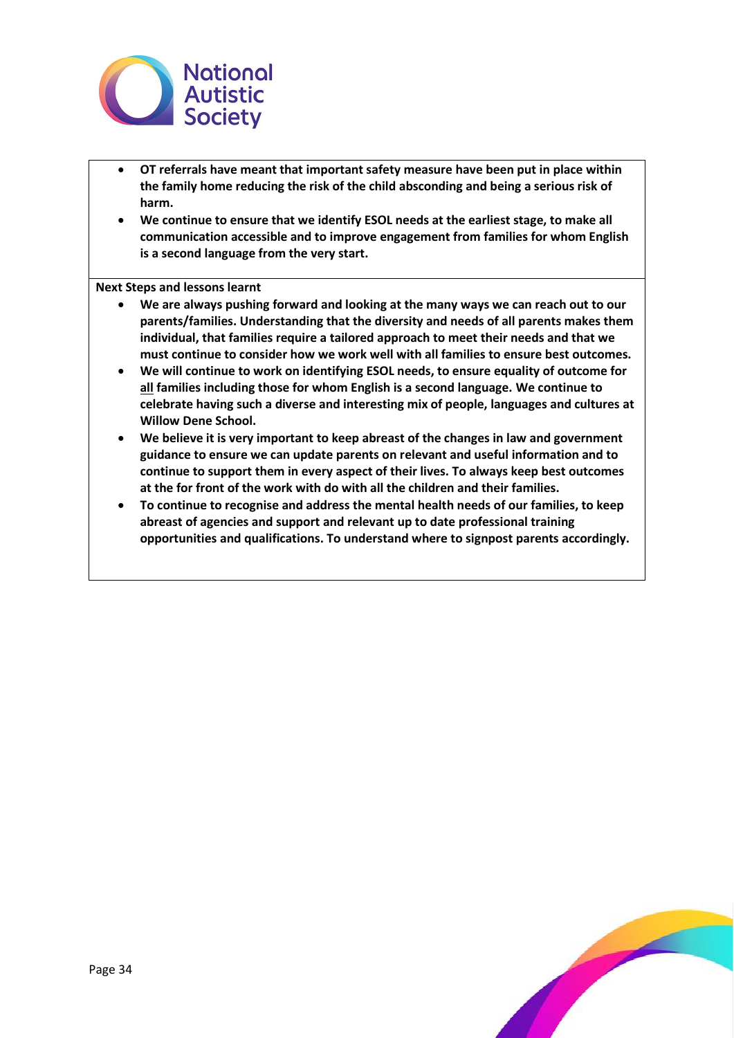- **OT referrals have meant that important safety measure have been put in place within the family home reducing the risk of the child absconding and being a serious risk of harm.**
- **We continue to ensure that we identify ESOL needs at the earliest stage, to make all communication accessible and to improve engagement from families for whom English is a second language from the very start.**

**Next Steps and lessons learnt**

- **We are always pushing forward and looking at the many ways we can reach out to our parents/families. Understanding that the diversity and needs of all parents makes them individual, that families require a tailored approach to meet their needs and that we must continue to consider how we work well with all families to ensure best outcomes.**
- **We will continue to work on identifying ESOL needs, to ensure equality of outcome for <u>all</u> families including those for whom English is a second language. We continue to celebrate having such a diverse and interesting mix of people, languages and cultures at Willow Dene School.**
- **We believe it is very important to keep abreast of the changes in law and government guidance to ensure we can update parents on relevant and useful information and to continue to support them in every aspect of their lives. To always keep best outcomes at the for front of the work with do with all the children and their families.**
- **To continue to recognise and address the mental health needs of our families, to keep abreast of agencies and support and relevant up to date professional training opportunities and qualifications. To understand where to signpost parents accordingly.**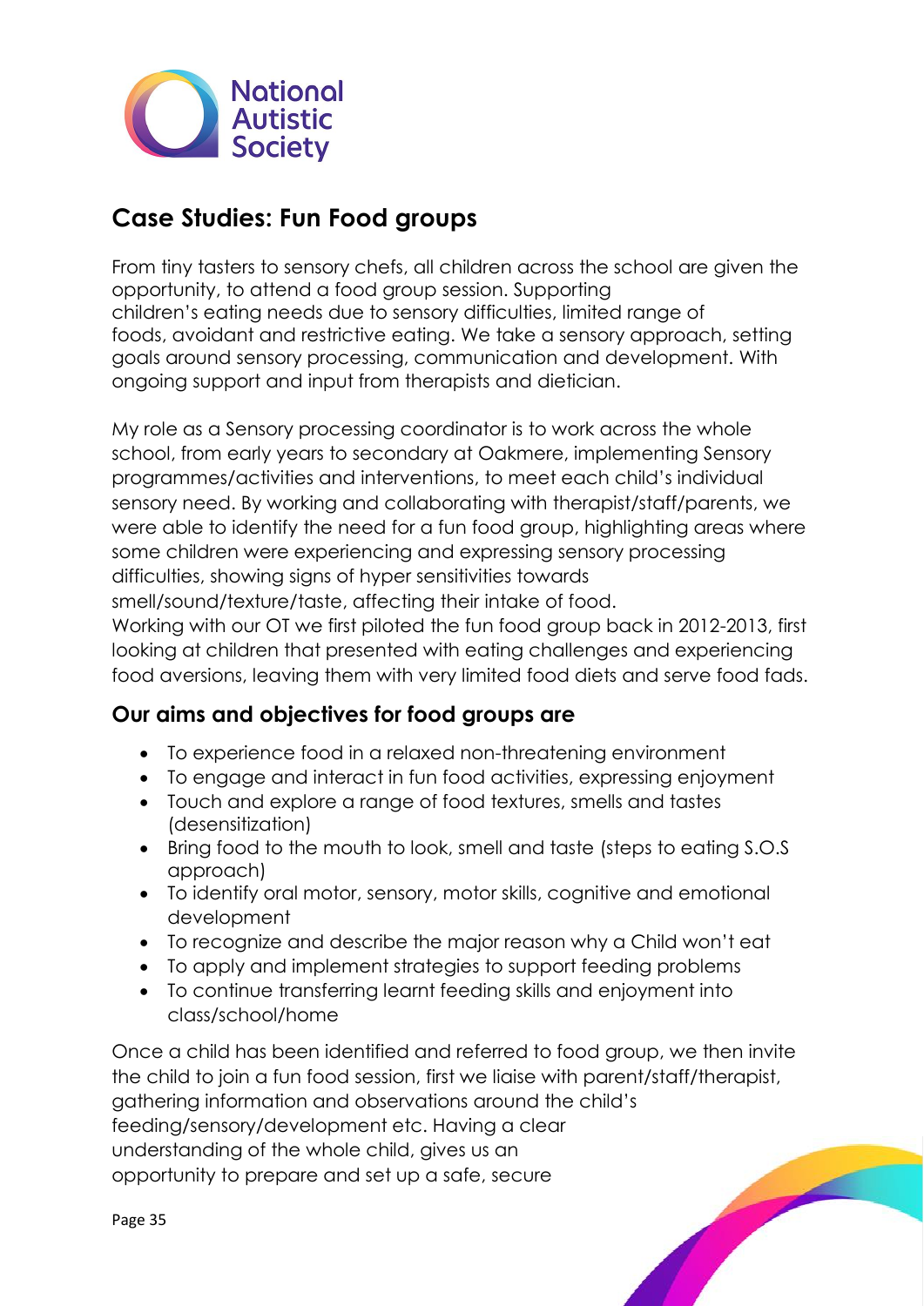## Case Studies: Fun Food groups

From tiny tasters to sensory chefs, all children across the school are given the opportunity, to attend a food group session. Supporting children's eating needs due to sensory difficulties, limited range of foods, avoidant and restrictive eating. We take a sensory approach, setting goals around sensory processing, communication and development. With ongoing support and input from therapists and dietician.

My role as a Sensory processing coordinator is to work across the whole school, from early years to secondary at Oakmere, implementing Sensory programmes/activities and interventions, to meet each child's individual sensory need. By working and collaborating with therapist/staff/parents, we were able to identify the need for a fun food group, highlighting areas where some children were experiencing and expressing sensory processing difficulties, showing signs of hyper sensitivities towards smell/sound/texture/taste, affecting their intake of food.
Working with our OT we first piloted the fun food group back in 2012-2013, first looking at children that presented with eating challenges and experiencing food aversions, leaving them with very limited food diets and serve food fads.

### Our aims and objectives for food groups are

- To experience food in a relaxed non-threatening environment
- To engage and interact in fun food activities, expressing enjoyment
- Touch and explore a range of food textures, smells and tastes (desensitization)
- Bring food to the mouth to look, smell and taste (steps to eating S.O.S approach)
- To identify oral motor, sensory, motor skills, cognitive and emotional development
- To recognize and describe the major reason why a Child won't eat
- To apply and implement strategies to support feeding problems
- To continue transferring learnt feeding skills and enjoyment into class/school/home

Once a child has been identified and referred to food group, we then invite the child to join a fun food session, first we liaise with parent/staff/therapist, gathering information and observations around the child's feeding/sensory/development etc. Having a clear understanding of the whole child, gives us an opportunity to prepare and set up a safe, secure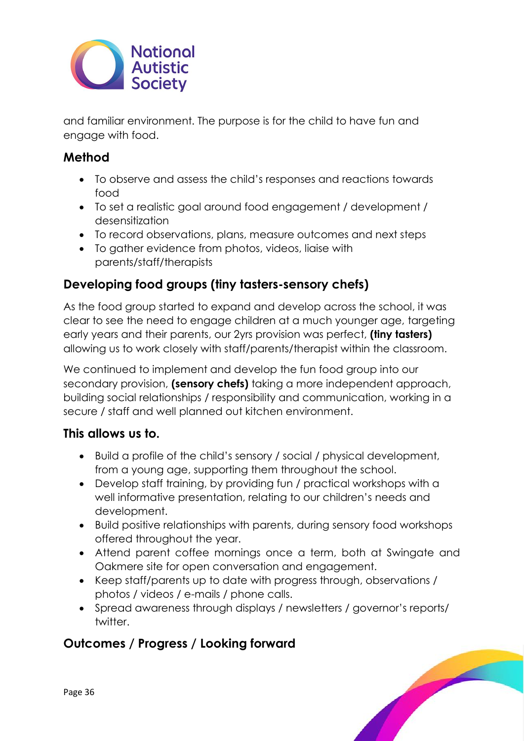and familiar environment. The purpose is for the child to have fun and engage with food.

## Method

- To observe and assess the child's responses and reactions towards food
- To set a realistic goal around food engagement / development / desensitization
- To record observations, plans, measure outcomes and next steps
- To gather evidence from photos, videos, liaise with parents/staff/therapists

## Developing food groups (tiny tasters-sensory chefs)

As the food group started to expand and develop across the school, it was clear to see the need to engage children at a much younger age, targeting early years and their parents, our 2yrs provision was perfect, **(tiny tasters)** allowing us to work closely with staff/parents/therapist within the classroom.

We continued to implement and develop the fun food group into our secondary provision, **(sensory chefs)** taking a more independent approach, building social relationships / responsibility and communication, working in a secure / staff and well planned out kitchen environment.

## This allows us to.

- Build a profile of the child's sensory / social / physical development, from a young age, supporting them throughout the school.
- Develop staff training, by providing fun / practical workshops with a well informative presentation, relating to our children's needs and development.
- Build positive relationships with parents, during sensory food workshops offered throughout the year.
- Attend parent coffee mornings once a term, both at Swingate and Oakmere site for open conversation and engagement.
- Keep staff/parents up to date with progress through, observations / photos / videos / e-mails / phone calls.
- Spread awareness through displays / newsletters / governor's reports/ twitter.

## Outcomes / Progress / Looking forward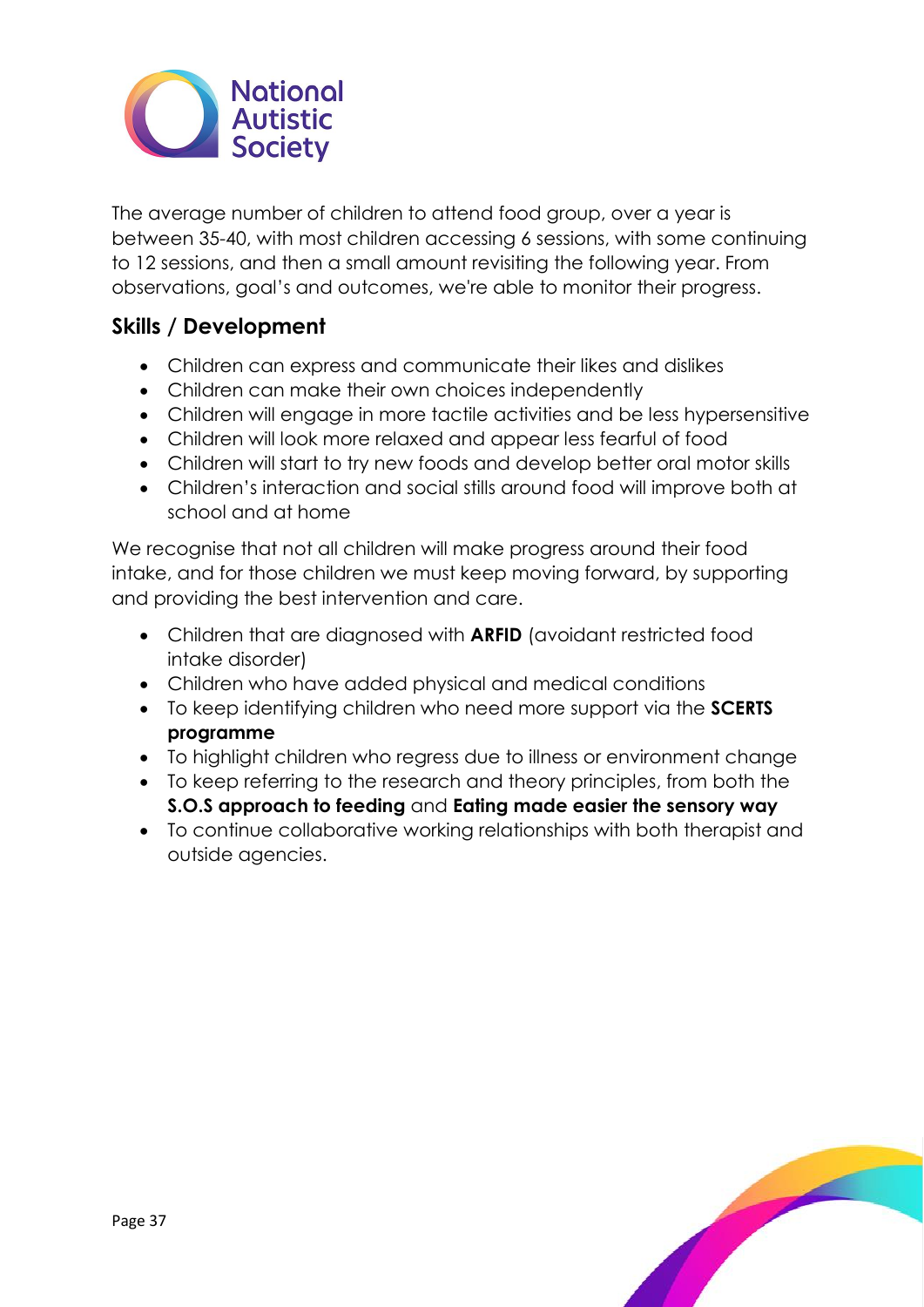The average number of children to attend food group, over a year is between 35-40, with most children accessing 6 sessions, with some continuing to 12 sessions, and then a small amount revisiting the following year. From observations, goal's and outcomes, we're able to monitor their progress.

## Skills / Development

- Children can express and communicate their likes and dislikes
- Children can make their own choices independently
- Children will engage in more tactile activities and be less hypersensitive
- Children will look more relaxed and appear less fearful of food
- Children will start to try new foods and develop better oral motor skills
- Children's interaction and social stills around food will improve both at school and at home

We recognise that not all children will make progress around their food intake, and for those children we must keep moving forward, by supporting and providing the best intervention and care.

- Children that are diagnosed with **ARFID** (avoidant restricted food intake disorder)
- Children who have added physical and medical conditions
- To keep identifying children who need more support via the **SCERTS programme**
- To highlight children who regress due to illness or environment change
- To keep referring to the research and theory principles, from both the **S.O.S approach to feeding** and **Eating made easier the sensory way**
- To continue collaborative working relationships with both therapist and outside agencies.